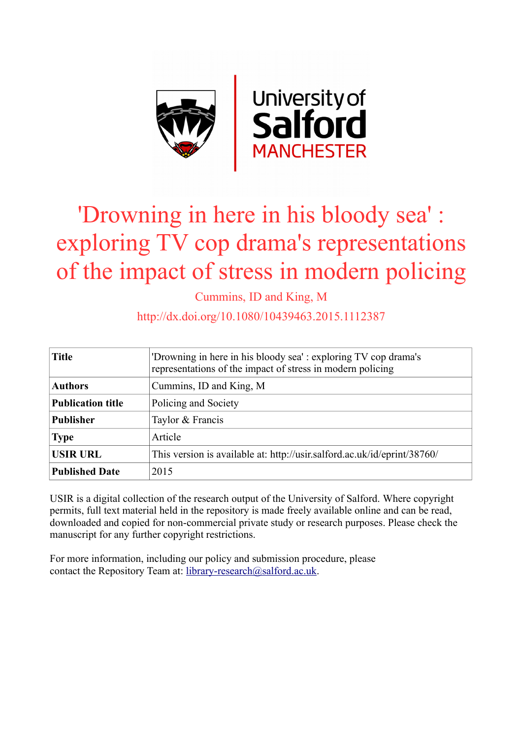# 'Drowning in here in his bloody sea' : exploring TV cop drama's representations of the impact of stress in modern policing

Cummins, ID and King, M

http://dx.doi.org/10.1080/10439463.2015.1112387

| **Title** | 'Drowning in here in his bloody sea' : exploring TV cop drama's representations of the impact of stress in modern policing |
|---|---|
| **Authors** | Cummins, ID and King, M |
| **Publication title** | Policing and Society |
| **Publisher** | Taylor & Francis |
| **Type** | Article |
| **USIR URL** | This version is available at: http://usir.salford.ac.uk/id/eprint/38760/ |
| **Published Date** | 2015 |

USIR is a digital collection of the research output of the University of Salford. Where copyright permits, full text material held in the repository is made freely available online and can be read, downloaded and copied for non-commercial private study or research purposes. Please check the manuscript for any further copyright restrictions.

For more information, including our policy and submission procedure, please contact the Repository Team at: library-research@salford.ac.uk.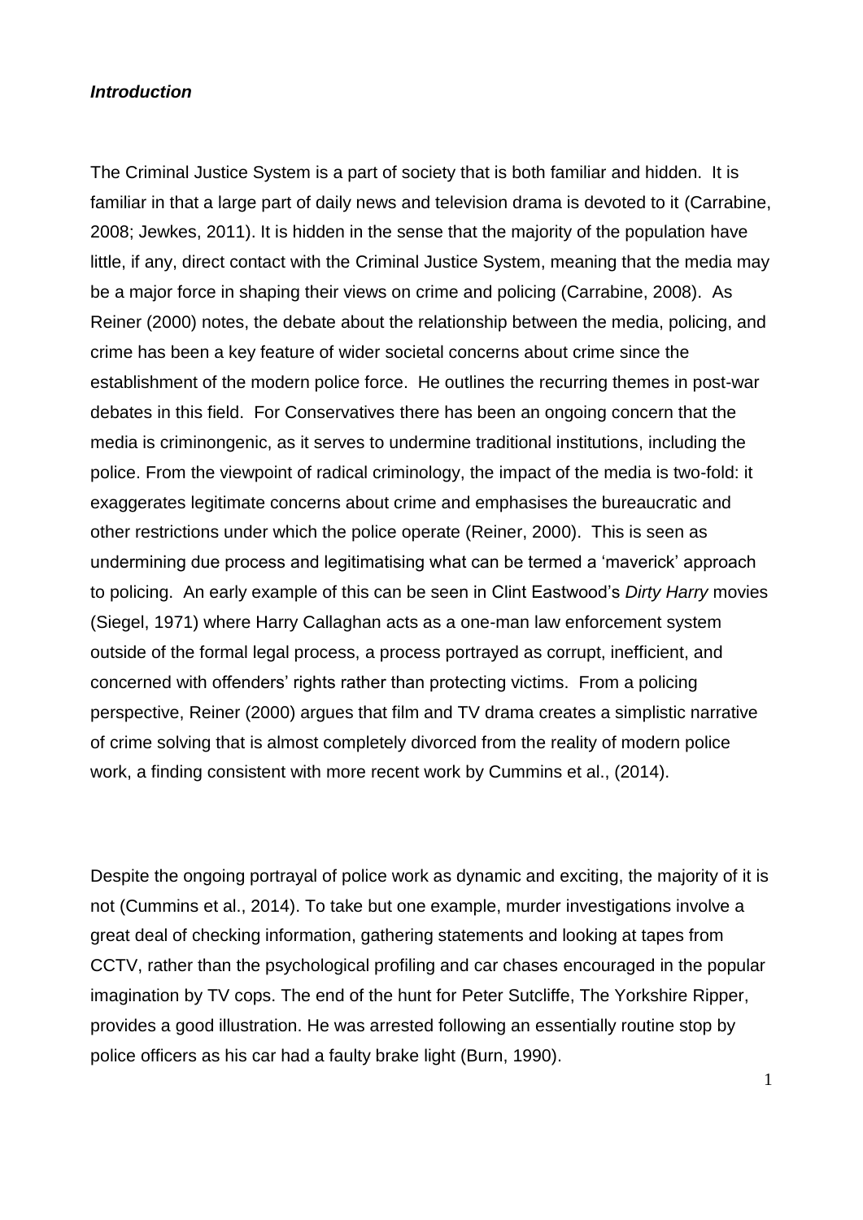***Introduction***

The Criminal Justice System is a part of society that is both familiar and hidden. It is familiar in that a large part of daily news and television drama is devoted to it (Carrabine, 2008; Jewkes, 2011). It is hidden in the sense that the majority of the population have little, if any, direct contact with the Criminal Justice System, meaning that the media may be a major force in shaping their views on crime and policing (Carrabine, 2008). As Reiner (2000) notes, the debate about the relationship between the media, policing, and crime has been a key feature of wider societal concerns about crime since the establishment of the modern police force. He outlines the recurring themes in post-war debates in this field. For Conservatives there has been an ongoing concern that the media is criminongenic, as it serves to undermine traditional institutions, including the police. From the viewpoint of radical criminology, the impact of the media is two-fold: it exaggerates legitimate concerns about crime and emphasises the bureaucratic and other restrictions under which the police operate (Reiner, 2000). This is seen as undermining due process and legitimatising what can be termed a 'maverick' approach to policing. An early example of this can be seen in Clint Eastwood's *Dirty Harry* movies (Siegel, 1971) where Harry Callaghan acts as a one-man law enforcement system outside of the formal legal process, a process portrayed as corrupt, inefficient, and concerned with offenders' rights rather than protecting victims. From a policing perspective, Reiner (2000) argues that film and TV drama creates a simplistic narrative of crime solving that is almost completely divorced from the reality of modern police work, a finding consistent with more recent work by Cummins et al., (2014).

Despite the ongoing portrayal of police work as dynamic and exciting, the majority of it is not (Cummins et al., 2014). To take but one example, murder investigations involve a great deal of checking information, gathering statements and looking at tapes from CCTV, rather than the psychological profiling and car chases encouraged in the popular imagination by TV cops. The end of the hunt for Peter Sutcliffe, The Yorkshire Ripper, provides a good illustration. He was arrested following an essentially routine stop by police officers as his car had a faulty brake light (Burn, 1990).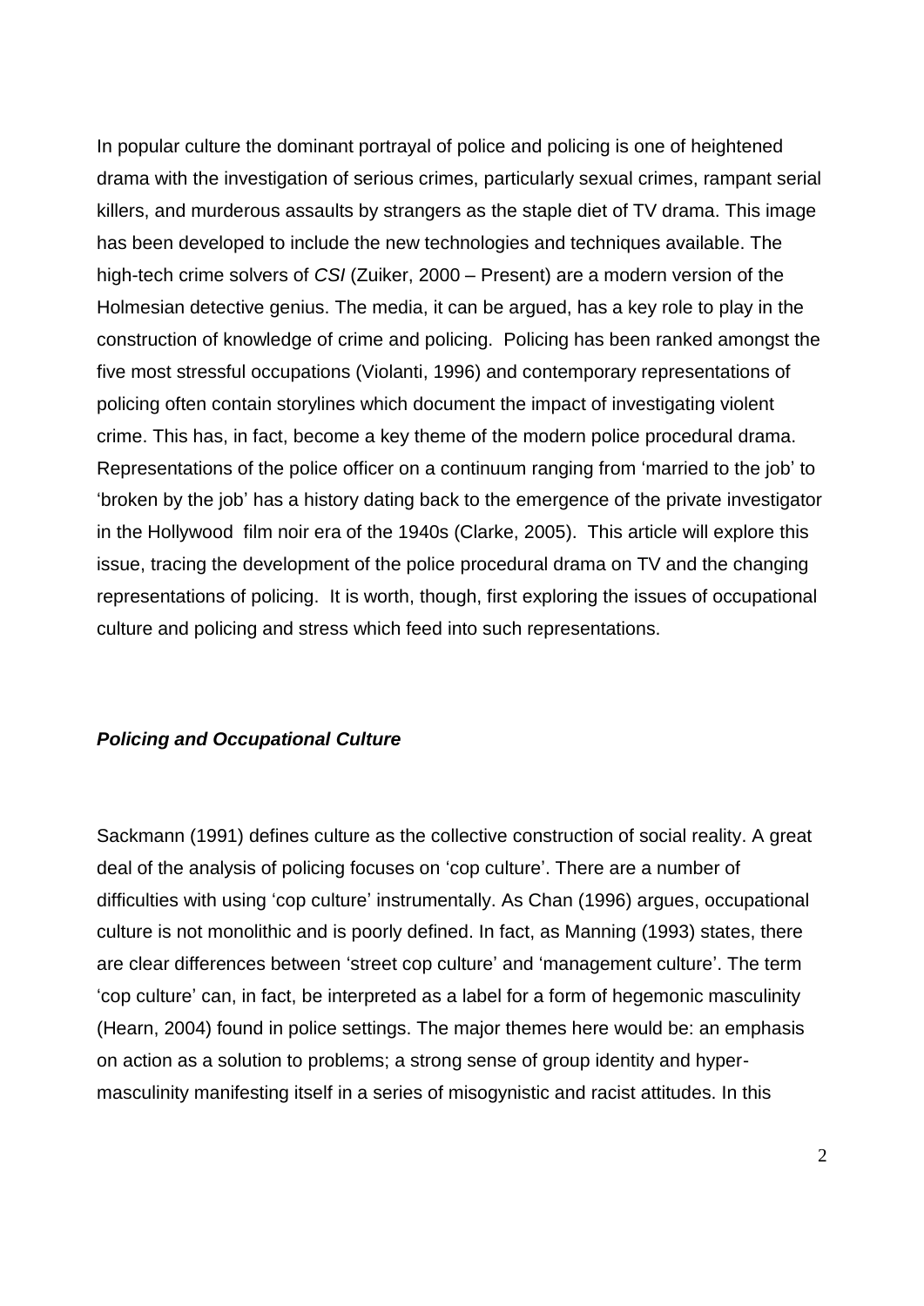In popular culture the dominant portrayal of police and policing is one of heightened drama with the investigation of serious crimes, particularly sexual crimes, rampant serial killers, and murderous assaults by strangers as the staple diet of TV drama. This image has been developed to include the new technologies and techniques available. The high-tech crime solvers of *CSI* (Zuiker, 2000 – Present) are a modern version of the Holmesian detective genius. The media, it can be argued, has a key role to play in the construction of knowledge of crime and policing. Policing has been ranked amongst the five most stressful occupations (Violanti, 1996) and contemporary representations of policing often contain storylines which document the impact of investigating violent crime. This has, in fact, become a key theme of the modern police procedural drama. Representations of the police officer on a continuum ranging from 'married to the job' to 'broken by the job' has a history dating back to the emergence of the private investigator in the Hollywood film noir era of the 1940s (Clarke, 2005). This article will explore this issue, tracing the development of the police procedural drama on TV and the changing representations of policing. It is worth, though, first exploring the issues of occupational culture and policing and stress which feed into such representations.

## ***Policing and Occupational Culture***

Sackmann (1991) defines culture as the collective construction of social reality. A great deal of the analysis of policing focuses on 'cop culture'. There are a number of difficulties with using 'cop culture' instrumentally. As Chan (1996) argues, occupational culture is not monolithic and is poorly defined. In fact, as Manning (1993) states, there are clear differences between 'street cop culture' and 'management culture'. The term 'cop culture' can, in fact, be interpreted as a label for a form of hegemonic masculinity (Hearn, 2004) found in police settings. The major themes here would be: an emphasis on action as a solution to problems; a strong sense of group identity and hyper-masculinity manifesting itself in a series of misogynistic and racist attitudes. In this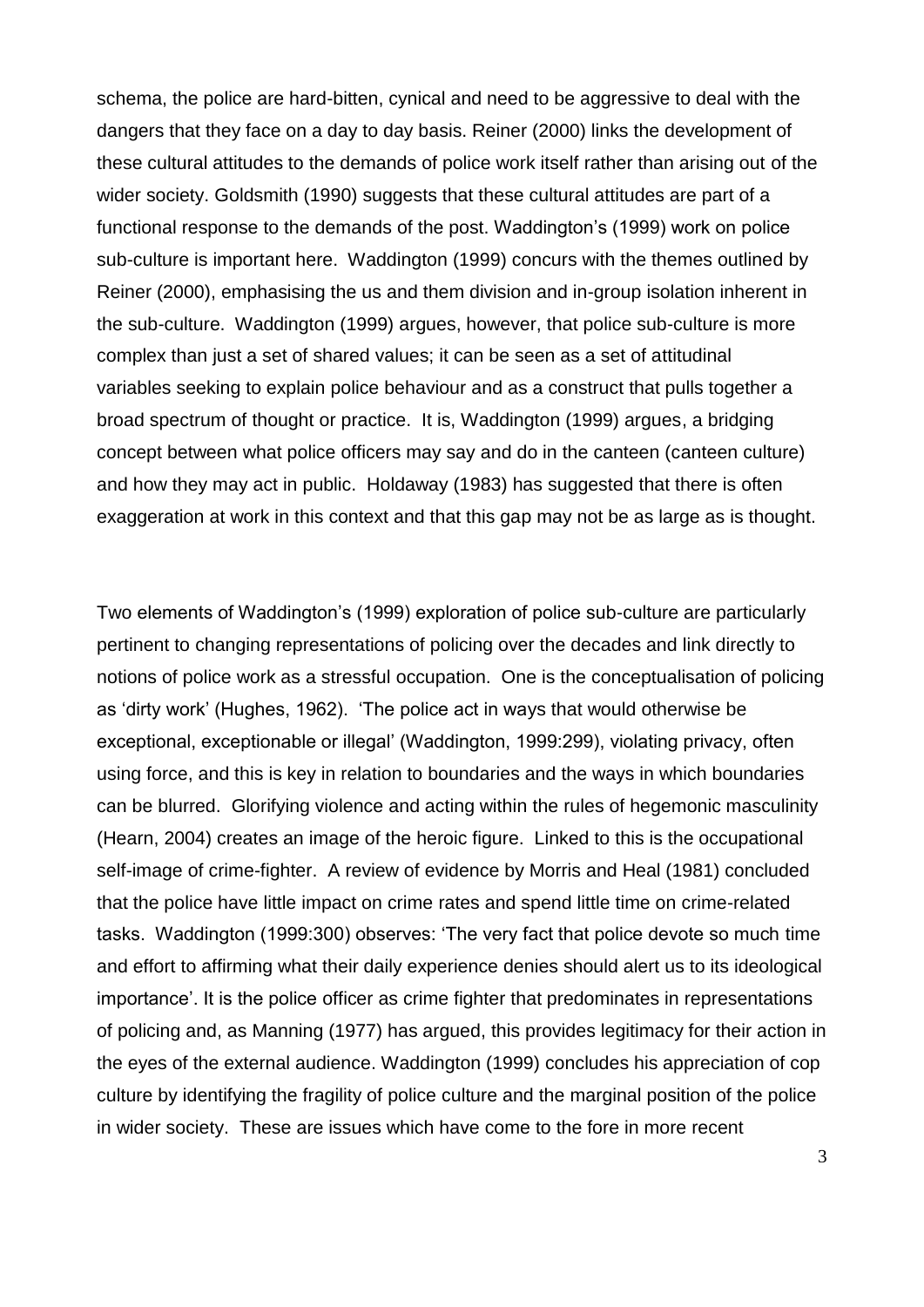schema, the police are hard-bitten, cynical and need to be aggressive to deal with the dangers that they face on a day to day basis. Reiner (2000) links the development of these cultural attitudes to the demands of police work itself rather than arising out of the wider society. Goldsmith (1990) suggests that these cultural attitudes are part of a functional response to the demands of the post. Waddington's (1999) work on police sub-culture is important here. Waddington (1999) concurs with the themes outlined by Reiner (2000), emphasising the us and them division and in-group isolation inherent in the sub-culture. Waddington (1999) argues, however, that police sub-culture is more complex than just a set of shared values; it can be seen as a set of attitudinal variables seeking to explain police behaviour and as a construct that pulls together a broad spectrum of thought or practice. It is, Waddington (1999) argues, a bridging concept between what police officers may say and do in the canteen (canteen culture) and how they may act in public. Holdaway (1983) has suggested that there is often exaggeration at work in this context and that this gap may not be as large as is thought.

Two elements of Waddington's (1999) exploration of police sub-culture are particularly pertinent to changing representations of policing over the decades and link directly to notions of police work as a stressful occupation. One is the conceptualisation of policing as 'dirty work' (Hughes, 1962). 'The police act in ways that would otherwise be exceptional, exceptionable or illegal' (Waddington, 1999:299), violating privacy, often using force, and this is key in relation to boundaries and the ways in which boundaries can be blurred. Glorifying violence and acting within the rules of hegemonic masculinity (Hearn, 2004) creates an image of the heroic figure. Linked to this is the occupational self-image of crime-fighter. A review of evidence by Morris and Heal (1981) concluded that the police have little impact on crime rates and spend little time on crime-related tasks. Waddington (1999:300) observes: 'The very fact that police devote so much time and effort to affirming what their daily experience denies should alert us to its ideological importance'. It is the police officer as crime fighter that predominates in representations of policing and, as Manning (1977) has argued, this provides legitimacy for their action in the eyes of the external audience. Waddington (1999) concludes his appreciation of cop culture by identifying the fragility of police culture and the marginal position of the police in wider society. These are issues which have come to the fore in more recent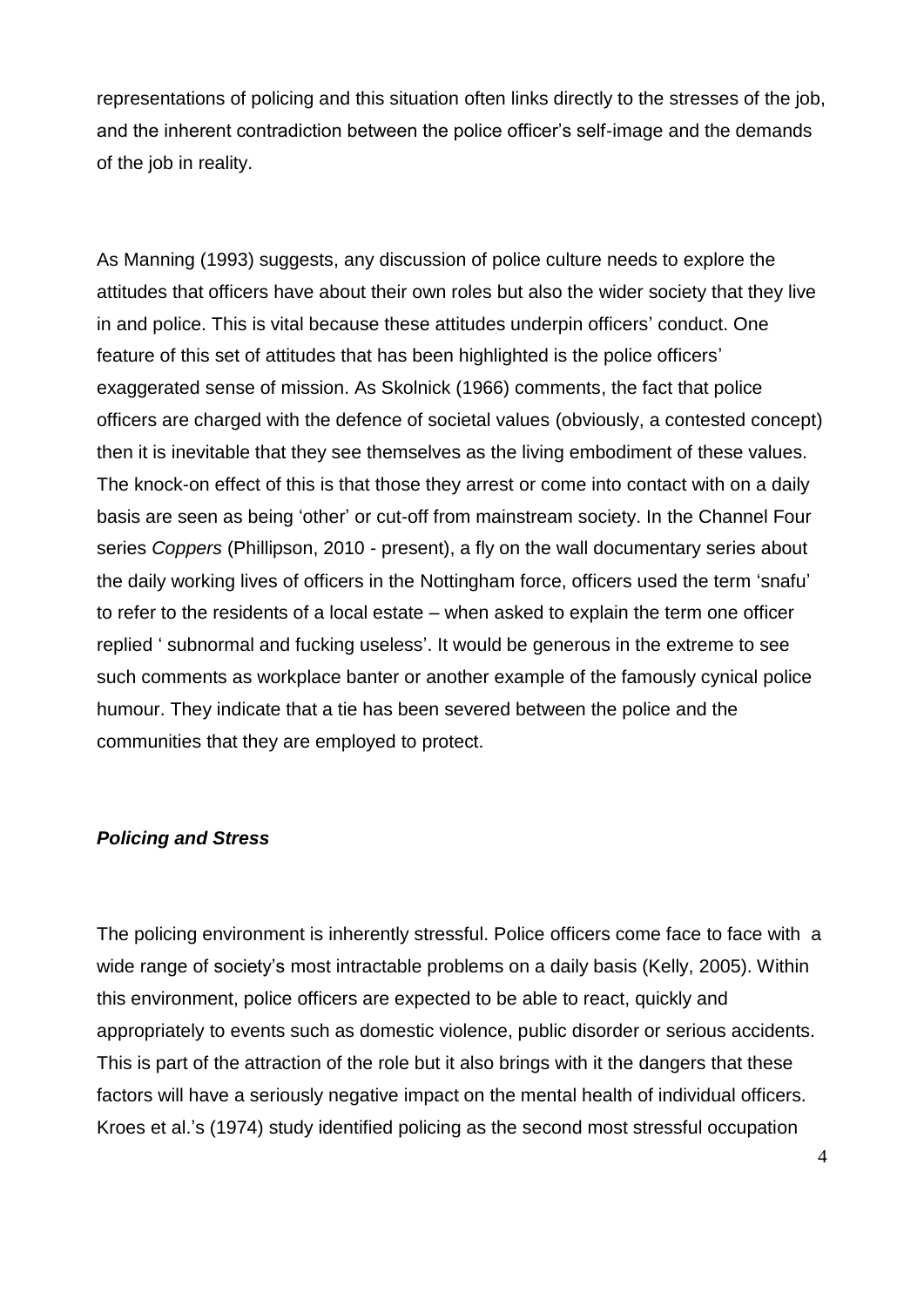representations of policing and this situation often links directly to the stresses of the job, and the inherent contradiction between the police officer's self-image and the demands of the job in reality.

As Manning (1993) suggests, any discussion of police culture needs to explore the attitudes that officers have about their own roles but also the wider society that they live in and police. This is vital because these attitudes underpin officers' conduct. One feature of this set of attitudes that has been highlighted is the police officers' exaggerated sense of mission. As Skolnick (1966) comments, the fact that police officers are charged with the defence of societal values (obviously, a contested concept) then it is inevitable that they see themselves as the living embodiment of these values. The knock-on effect of this is that those they arrest or come into contact with on a daily basis are seen as being 'other' or cut-off from mainstream society. In the Channel Four series *Coppers* (Phillipson, 2010 - present), a fly on the wall documentary series about the daily working lives of officers in the Nottingham force, officers used the term 'snafu' to refer to the residents of a local estate – when asked to explain the term one officer replied ' subnormal and fucking useless'. It would be generous in the extreme to see such comments as workplace banter or another example of the famously cynical police humour. They indicate that a tie has been severed between the police and the communities that they are employed to protect.

### *Policing and Stress*

The policing environment is inherently stressful. Police officers come face to face with a wide range of society's most intractable problems on a daily basis (Kelly, 2005). Within this environment, police officers are expected to be able to react, quickly and appropriately to events such as domestic violence, public disorder or serious accidents. This is part of the attraction of the role but it also brings with it the dangers that these factors will have a seriously negative impact on the mental health of individual officers. Kroes et al.'s (1974) study identified policing as the second most stressful occupation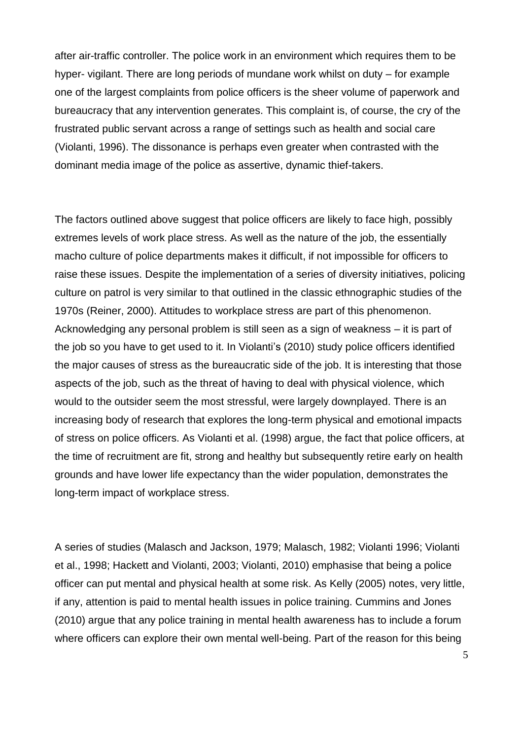after air-traffic controller. The police work in an environment which requires them to be hyper- vigilant. There are long periods of mundane work whilst on duty – for example one of the largest complaints from police officers is the sheer volume of paperwork and bureaucracy that any intervention generates. This complaint is, of course, the cry of the frustrated public servant across a range of settings such as health and social care (Violanti, 1996). The dissonance is perhaps even greater when contrasted with the dominant media image of the police as assertive, dynamic thief-takers.

The factors outlined above suggest that police officers are likely to face high, possibly extremes levels of work place stress. As well as the nature of the job, the essentially macho culture of police departments makes it difficult, if not impossible for officers to raise these issues. Despite the implementation of a series of diversity initiatives, policing culture on patrol is very similar to that outlined in the classic ethnographic studies of the 1970s (Reiner, 2000). Attitudes to workplace stress are part of this phenomenon. Acknowledging any personal problem is still seen as a sign of weakness – it is part of the job so you have to get used to it. In Violanti's (2010) study police officers identified the major causes of stress as the bureaucratic side of the job. It is interesting that those aspects of the job, such as the threat of having to deal with physical violence, which would to the outsider seem the most stressful, were largely downplayed. There is an increasing body of research that explores the long-term physical and emotional impacts of stress on police officers. As Violanti et al. (1998) argue, the fact that police officers, at the time of recruitment are fit, strong and healthy but subsequently retire early on health grounds and have lower life expectancy than the wider population, demonstrates the long-term impact of workplace stress.

A series of studies (Malasch and Jackson, 1979; Malasch, 1982; Violanti 1996; Violanti et al., 1998; Hackett and Violanti, 2003; Violanti, 2010) emphasise that being a police officer can put mental and physical health at some risk. As Kelly (2005) notes, very little, if any, attention is paid to mental health issues in police training. Cummins and Jones (2010) argue that any police training in mental health awareness has to include a forum where officers can explore their own mental well-being. Part of the reason for this being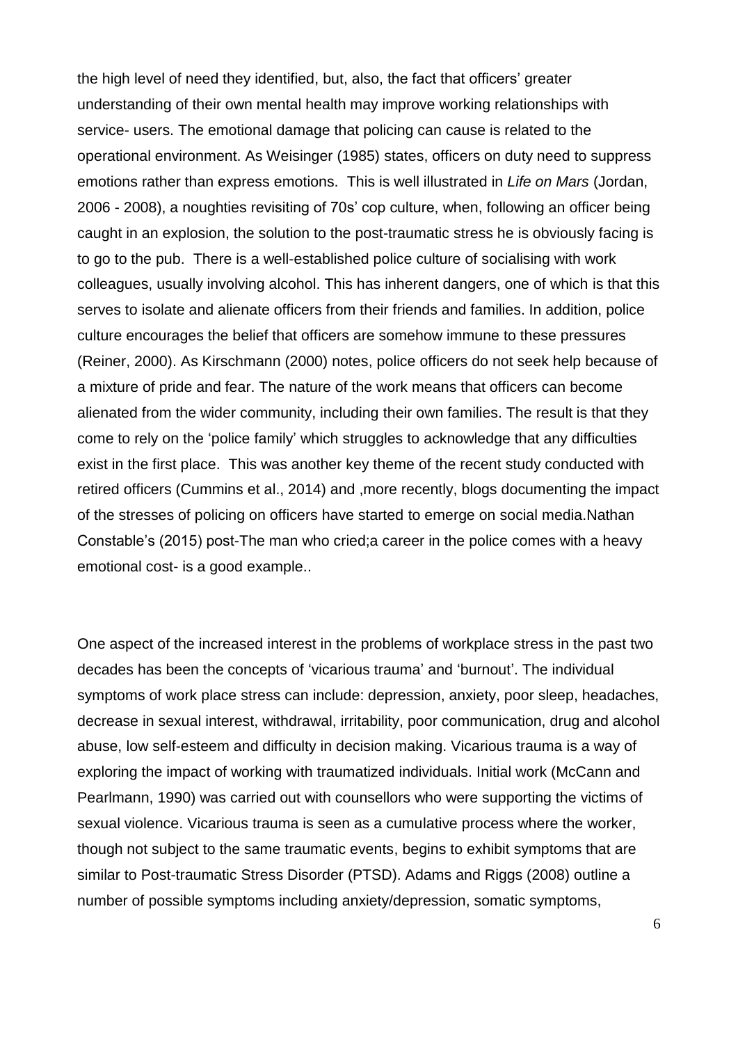the high level of need they identified, but, also, the fact that officers' greater understanding of their own mental health may improve working relationships with service- users. The emotional damage that policing can cause is related to the operational environment. As Weisinger (1985) states, officers on duty need to suppress emotions rather than express emotions. This is well illustrated in *Life on Mars* (Jordan, 2006 - 2008), a noughties revisiting of 70s' cop culture, when, following an officer being caught in an explosion, the solution to the post-traumatic stress he is obviously facing is to go to the pub. There is a well-established police culture of socialising with work colleagues, usually involving alcohol. This has inherent dangers, one of which is that this serves to isolate and alienate officers from their friends and families. In addition, police culture encourages the belief that officers are somehow immune to these pressures (Reiner, 2000). As Kirschmann (2000) notes, police officers do not seek help because of a mixture of pride and fear. The nature of the work means that officers can become alienated from the wider community, including their own families. The result is that they come to rely on the 'police family' which struggles to acknowledge that any difficulties exist in the first place. This was another key theme of the recent study conducted with retired officers (Cummins et al., 2014) and ,more recently, blogs documenting the impact of the stresses of policing on officers have started to emerge on social media.Nathan Constable's (2015) post-The man who cried;a career in the police comes with a heavy emotional cost- is a good example..

One aspect of the increased interest in the problems of workplace stress in the past two decades has been the concepts of 'vicarious trauma' and 'burnout'. The individual symptoms of work place stress can include: depression, anxiety, poor sleep, headaches, decrease in sexual interest, withdrawal, irritability, poor communication, drug and alcohol abuse, low self-esteem and difficulty in decision making. Vicarious trauma is a way of exploring the impact of working with traumatized individuals. Initial work (McCann and Pearlmann, 1990) was carried out with counsellors who were supporting the victims of sexual violence. Vicarious trauma is seen as a cumulative process where the worker, though not subject to the same traumatic events, begins to exhibit symptoms that are similar to Post-traumatic Stress Disorder (PTSD). Adams and Riggs (2008) outline a number of possible symptoms including anxiety/depression, somatic symptoms,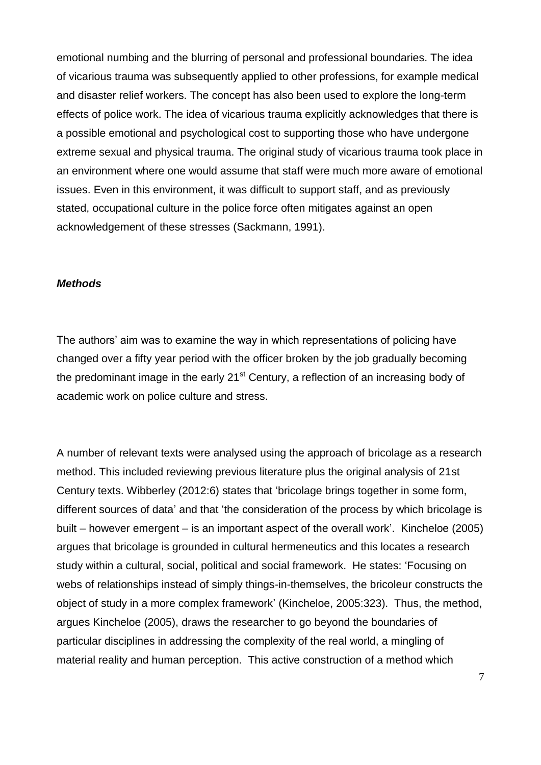emotional numbing and the blurring of personal and professional boundaries. The idea of vicarious trauma was subsequently applied to other professions, for example medical and disaster relief workers. The concept has also been used to explore the long-term effects of police work. The idea of vicarious trauma explicitly acknowledges that there is a possible emotional and psychological cost to supporting those who have undergone extreme sexual and physical trauma. The original study of vicarious trauma took place in an environment where one would assume that staff were much more aware of emotional issues. Even in this environment, it was difficult to support staff, and as previously stated, occupational culture in the police force often mitigates against an open acknowledgement of these stresses (Sackmann, 1991).

### ***Methods***

The authors' aim was to examine the way in which representations of policing have changed over a fifty year period with the officer broken by the job gradually becoming the predominant image in the early 21st Century, a reflection of an increasing body of academic work on police culture and stress.

A number of relevant texts were analysed using the approach of bricolage as a research method. This included reviewing previous literature plus the original analysis of 21st Century texts. Wibberley (2012:6) states that 'bricolage brings together in some form, different sources of data' and that 'the consideration of the process by which bricolage is built – however emergent – is an important aspect of the overall work'. Kincheloe (2005) argues that bricolage is grounded in cultural hermeneutics and this locates a research study within a cultural, social, political and social framework. He states: 'Focusing on webs of relationships instead of simply things-in-themselves, the bricoleur constructs the object of study in a more complex framework' (Kincheloe, 2005:323). Thus, the method, argues Kincheloe (2005), draws the researcher to go beyond the boundaries of particular disciplines in addressing the complexity of the real world, a mingling of material reality and human perception. This active construction of a method which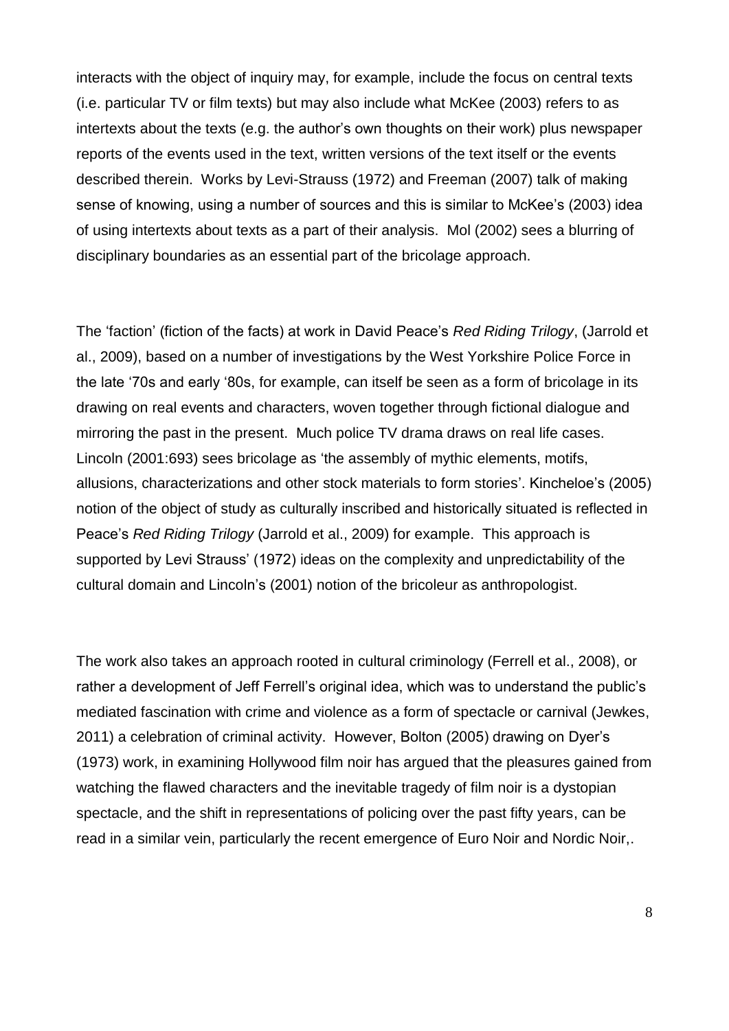interacts with the object of inquiry may, for example, include the focus on central texts (i.e. particular TV or film texts) but may also include what McKee (2003) refers to as intertexts about the texts (e.g. the author's own thoughts on their work) plus newspaper reports of the events used in the text, written versions of the text itself or the events described therein. Works by Levi-Strauss (1972) and Freeman (2007) talk of making sense of knowing, using a number of sources and this is similar to McKee's (2003) idea of using intertexts about texts as a part of their analysis. Mol (2002) sees a blurring of disciplinary boundaries as an essential part of the bricolage approach.

The 'faction' (fiction of the facts) at work in David Peace's *Red Riding Trilogy*, (Jarrold et al., 2009), based on a number of investigations by the West Yorkshire Police Force in the late '70s and early '80s, for example, can itself be seen as a form of bricolage in its drawing on real events and characters, woven together through fictional dialogue and mirroring the past in the present. Much police TV drama draws on real life cases. Lincoln (2001:693) sees bricolage as 'the assembly of mythic elements, motifs, allusions, characterizations and other stock materials to form stories'. Kincheloe's (2005) notion of the object of study as culturally inscribed and historically situated is reflected in Peace's *Red Riding Trilogy* (Jarrold et al., 2009) for example. This approach is supported by Levi Strauss' (1972) ideas on the complexity and unpredictability of the cultural domain and Lincoln's (2001) notion of the bricoleur as anthropologist.

The work also takes an approach rooted in cultural criminology (Ferrell et al., 2008), or rather a development of Jeff Ferrell's original idea, which was to understand the public's mediated fascination with crime and violence as a form of spectacle or carnival (Jewkes, 2011) a celebration of criminal activity. However, Bolton (2005) drawing on Dyer's (1973) work, in examining Hollywood film noir has argued that the pleasures gained from watching the flawed characters and the inevitable tragedy of film noir is a dystopian spectacle, and the shift in representations of policing over the past fifty years, can be read in a similar vein, particularly the recent emergence of Euro Noir and Nordic Noir,.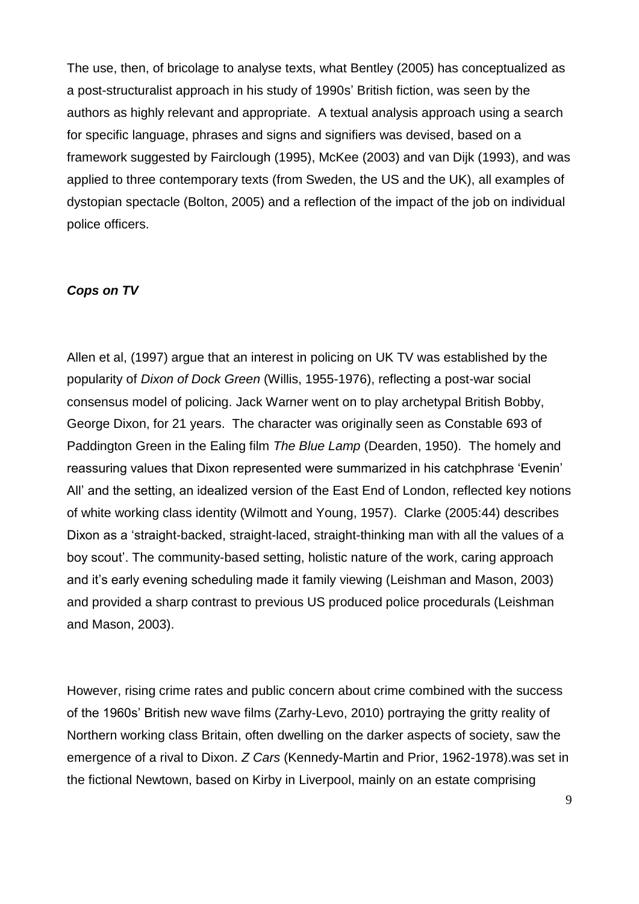The use, then, of bricolage to analyse texts, what Bentley (2005) has conceptualized as a post-structuralist approach in his study of 1990s' British fiction, was seen by the authors as highly relevant and appropriate. A textual analysis approach using a search for specific language, phrases and signs and signifiers was devised, based on a framework suggested by Fairclough (1995), McKee (2003) and van Dijk (1993), and was applied to three contemporary texts (from Sweden, the US and the UK), all examples of dystopian spectacle (Bolton, 2005) and a reflection of the impact of the job on individual police officers.

### *Cops on TV*

Allen et al, (1997) argue that an interest in policing on UK TV was established by the popularity of *Dixon of Dock Green* (Willis, 1955-1976), reflecting a post-war social consensus model of policing. Jack Warner went on to play archetypal British Bobby, George Dixon, for 21 years. The character was originally seen as Constable 693 of Paddington Green in the Ealing film *The Blue Lamp* (Dearden, 1950). The homely and reassuring values that Dixon represented were summarized in his catchphrase 'Evenin' All' and the setting, an idealized version of the East End of London, reflected key notions of white working class identity (Wilmott and Young, 1957). Clarke (2005:44) describes Dixon as a 'straight-backed, straight-laced, straight-thinking man with all the values of a boy scout'. The community-based setting, holistic nature of the work, caring approach and it's early evening scheduling made it family viewing (Leishman and Mason, 2003) and provided a sharp contrast to previous US produced police procedurals (Leishman and Mason, 2003).

However, rising crime rates and public concern about crime combined with the success of the 1960s' British new wave films (Zarhy-Levo, 2010) portraying the gritty reality of Northern working class Britain, often dwelling on the darker aspects of society, saw the emergence of a rival to Dixon. *Z Cars* (Kennedy-Martin and Prior, 1962-1978).was set in the fictional Newtown, based on Kirby in Liverpool, mainly on an estate comprising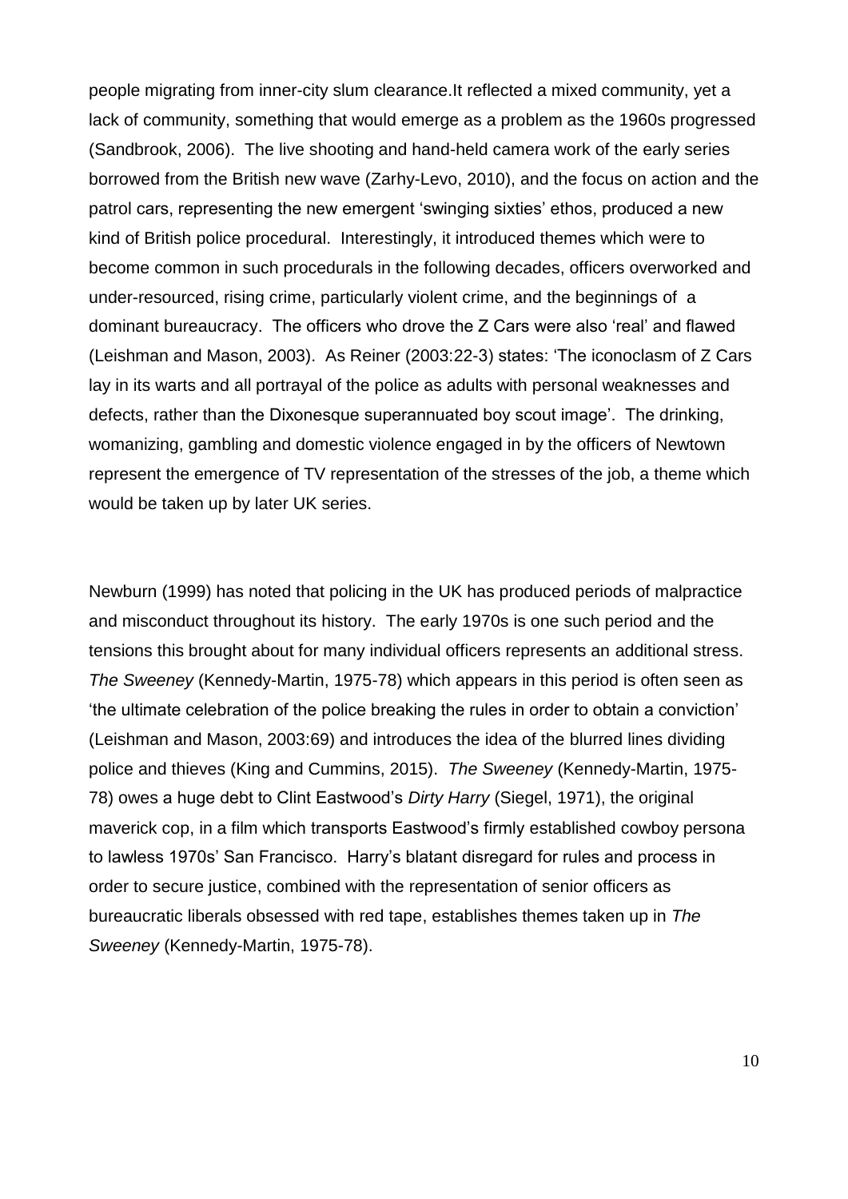people migrating from inner-city slum clearance.It reflected a mixed community, yet a lack of community, something that would emerge as a problem as the 1960s progressed (Sandbrook, 2006). The live shooting and hand-held camera work of the early series borrowed from the British new wave (Zarhy-Levo, 2010), and the focus on action and the patrol cars, representing the new emergent 'swinging sixties' ethos, produced a new kind of British police procedural. Interestingly, it introduced themes which were to become common in such procedurals in the following decades, officers overworked and under-resourced, rising crime, particularly violent crime, and the beginnings of a dominant bureaucracy. The officers who drove the Z Cars were also 'real' and flawed (Leishman and Mason, 2003). As Reiner (2003:22-3) states: 'The iconoclasm of Z Cars lay in its warts and all portrayal of the police as adults with personal weaknesses and defects, rather than the Dixonesque superannuated boy scout image'. The drinking, womanizing, gambling and domestic violence engaged in by the officers of Newtown represent the emergence of TV representation of the stresses of the job, a theme which would be taken up by later UK series.

Newburn (1999) has noted that policing in the UK has produced periods of malpractice and misconduct throughout its history. The early 1970s is one such period and the tensions this brought about for many individual officers represents an additional stress. *The Sweeney* (Kennedy-Martin, 1975-78) which appears in this period is often seen as 'the ultimate celebration of the police breaking the rules in order to obtain a conviction' (Leishman and Mason, 2003:69) and introduces the idea of the blurred lines dividing police and thieves (King and Cummins, 2015). *The Sweeney* (Kennedy-Martin, 1975-78) owes a huge debt to Clint Eastwood's *Dirty Harry* (Siegel, 1971), the original maverick cop, in a film which transports Eastwood's firmly established cowboy persona to lawless 1970s' San Francisco. Harry's blatant disregard for rules and process in order to secure justice, combined with the representation of senior officers as bureaucratic liberals obsessed with red tape, establishes themes taken up in *The Sweeney* (Kennedy-Martin, 1975-78).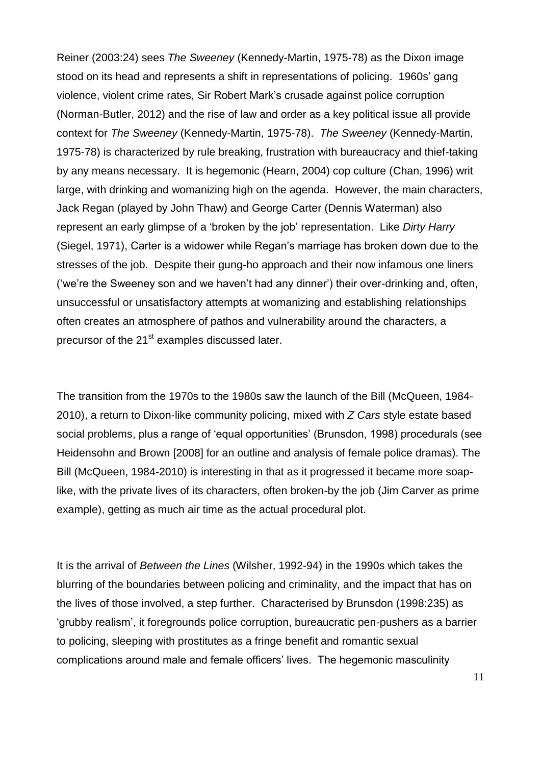Reiner (2003:24) sees *The Sweeney* (Kennedy-Martin, 1975-78) as the Dixon image stood on its head and represents a shift in representations of policing. 1960s' gang violence, violent crime rates, Sir Robert Mark's crusade against police corruption (Norman-Butler, 2012) and the rise of law and order as a key political issue all provide context for *The Sweeney* (Kennedy-Martin, 1975-78). *The Sweeney* (Kennedy-Martin, 1975-78) is characterized by rule breaking, frustration with bureaucracy and thief-taking by any means necessary. It is hegemonic (Hearn, 2004) cop culture (Chan, 1996) writ large, with drinking and womanizing high on the agenda. However, the main characters, Jack Regan (played by John Thaw) and George Carter (Dennis Waterman) also represent an early glimpse of a 'broken by the job' representation. Like *Dirty Harry* (Siegel, 1971), Carter is a widower while Regan's marriage has broken down due to the stresses of the job. Despite their gung-ho approach and their now infamous one liners ('we're the Sweeney son and we haven't had any dinner') their over-drinking and, often, unsuccessful or unsatisfactory attempts at womanizing and establishing relationships often creates an atmosphere of pathos and vulnerability around the characters, a precursor of the 21st examples discussed later.

The transition from the 1970s to the 1980s saw the launch of the Bill (McQueen, 1984-2010), a return to Dixon-like community policing, mixed with *Z Cars* style estate based social problems, plus a range of 'equal opportunities' (Brunsdon, 1998) procedurals (see Heidensohn and Brown [2008] for an outline and analysis of female police dramas). The Bill (McQueen, 1984-2010) is interesting in that as it progressed it became more soap-like, with the private lives of its characters, often broken-by the job (Jim Carver as prime example), getting as much air time as the actual procedural plot.

It is the arrival of *Between the Lines* (Wilsher, 1992-94) in the 1990s which takes the blurring of the boundaries between policing and criminality, and the impact that has on the lives of those involved, a step further. Characterised by Brunsdon (1998:235) as 'grubby realism', it foregrounds police corruption, bureaucratic pen-pushers as a barrier to policing, sleeping with prostitutes as a fringe benefit and romantic sexual complications around male and female officers' lives. The hegemonic masculinity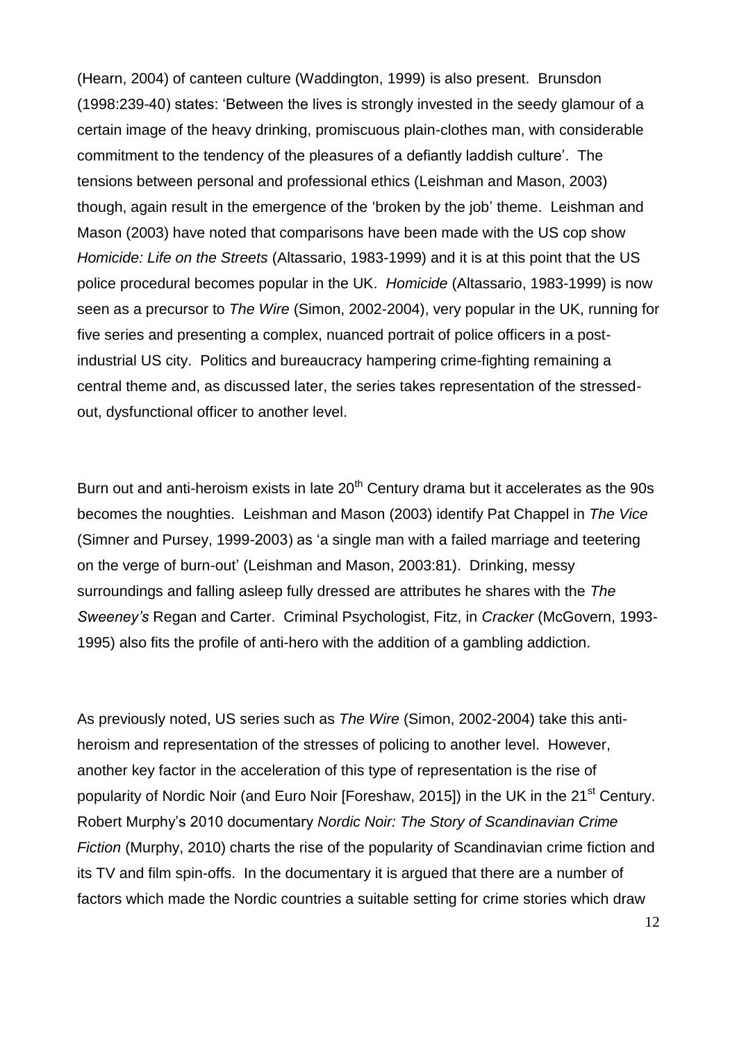(Hearn, 2004) of canteen culture (Waddington, 1999) is also present. Brunsdon (1998:239-40) states: 'Between the lives is strongly invested in the seedy glamour of a certain image of the heavy drinking, promiscuous plain-clothes man, with considerable commitment to the tendency of the pleasures of a defiantly laddish culture'. The tensions between personal and professional ethics (Leishman and Mason, 2003) though, again result in the emergence of the 'broken by the job' theme. Leishman and Mason (2003) have noted that comparisons have been made with the US cop show *Homicide: Life on the Streets* (Altassario, 1983-1999) and it is at this point that the US police procedural becomes popular in the UK. *Homicide* (Altassario, 1983-1999) is now seen as a precursor to *The Wire* (Simon, 2002-2004), very popular in the UK, running for five series and presenting a complex, nuanced portrait of police officers in a post-industrial US city. Politics and bureaucracy hampering crime-fighting remaining a central theme and, as discussed later, the series takes representation of the stressed-out, dysfunctional officer to another level.

Burn out and anti-heroism exists in late 20th Century drama but it accelerates as the 90s becomes the noughties. Leishman and Mason (2003) identify Pat Chappel in *The Vice* (Simner and Pursey, 1999-2003) as 'a single man with a failed marriage and teetering on the verge of burn-out' (Leishman and Mason, 2003:81). Drinking, messy surroundings and falling asleep fully dressed are attributes he shares with the *The Sweeney's* Regan and Carter. Criminal Psychologist, Fitz, in *Cracker* (McGovern, 1993-1995) also fits the profile of anti-hero with the addition of a gambling addiction.

As previously noted, US series such as *The Wire* (Simon, 2002-2004) take this anti-heroism and representation of the stresses of policing to another level. However, another key factor in the acceleration of this type of representation is the rise of popularity of Nordic Noir (and Euro Noir [Foreshaw, 2015]) in the UK in the 21st Century. Robert Murphy's 2010 documentary *Nordic Noir: The Story of Scandinavian Crime Fiction* (Murphy, 2010) charts the rise of the popularity of Scandinavian crime fiction and its TV and film spin-offs. In the documentary it is argued that there are a number of factors which made the Nordic countries a suitable setting for crime stories which draw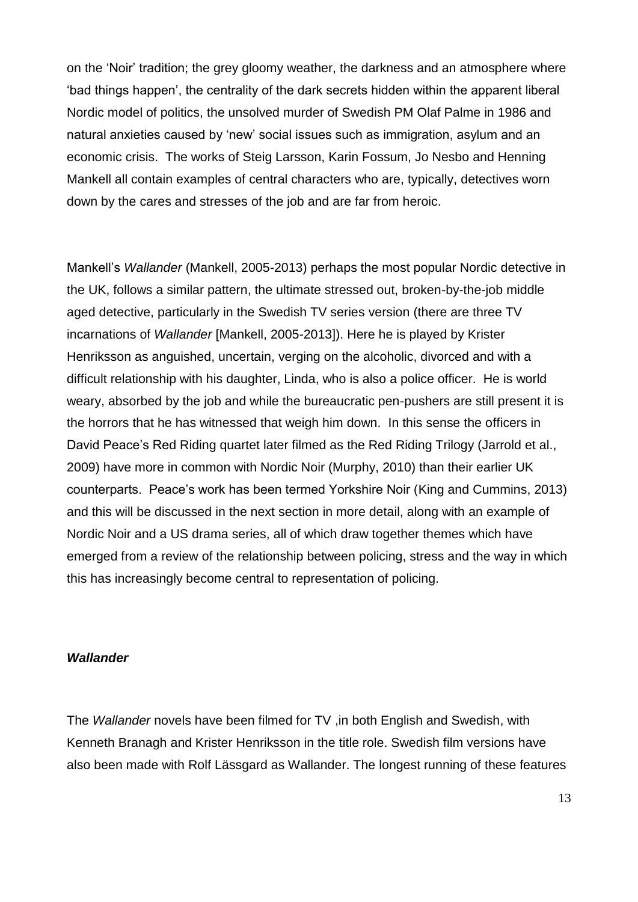on the 'Noir' tradition; the grey gloomy weather, the darkness and an atmosphere where 'bad things happen', the centrality of the dark secrets hidden within the apparent liberal Nordic model of politics, the unsolved murder of Swedish PM Olaf Palme in 1986 and natural anxieties caused by 'new' social issues such as immigration, asylum and an economic crisis. The works of Steig Larsson, Karin Fossum, Jo Nesbo and Henning Mankell all contain examples of central characters who are, typically, detectives worn down by the cares and stresses of the job and are far from heroic.

Mankell's *Wallander* (Mankell, 2005-2013) perhaps the most popular Nordic detective in the UK, follows a similar pattern, the ultimate stressed out, broken-by-the-job middle aged detective, particularly in the Swedish TV series version (there are three TV incarnations of *Wallander* [Mankell, 2005-2013]). Here he is played by Krister Henriksson as anguished, uncertain, verging on the alcoholic, divorced and with a difficult relationship with his daughter, Linda, who is also a police officer. He is world weary, absorbed by the job and while the bureaucratic pen-pushers are still present it is the horrors that he has witnessed that weigh him down. In this sense the officers in David Peace's Red Riding quartet later filmed as the Red Riding Trilogy (Jarrold et al., 2009) have more in common with Nordic Noir (Murphy, 2010) than their earlier UK counterparts. Peace's work has been termed Yorkshire Noir (King and Cummins, 2013) and this will be discussed in the next section in more detail, along with an example of Nordic Noir and a US drama series, all of which draw together themes which have emerged from a review of the relationship between policing, stress and the way in which this has increasingly become central to representation of policing.

### *Wallander*

The *Wallander* novels have been filmed for TV ,in both English and Swedish, with Kenneth Branagh and Krister Henriksson in the title role. Swedish film versions have also been made with Rolf Lässgard as Wallander. The longest running of these features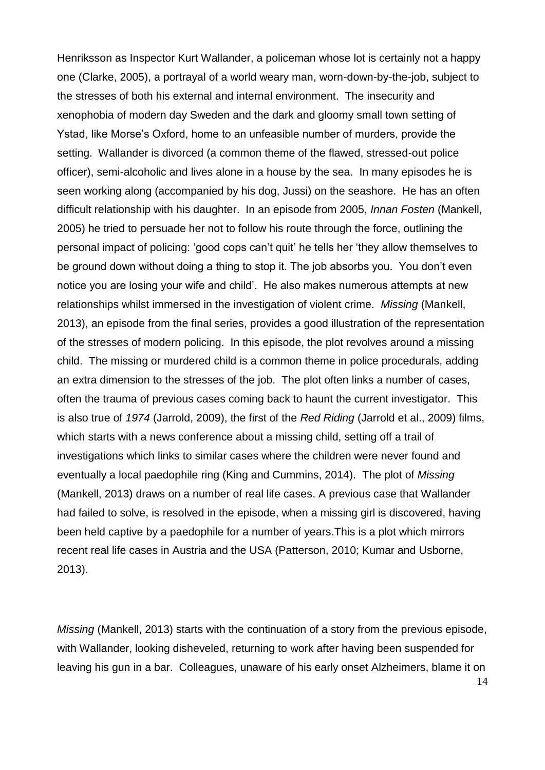Henriksson as Inspector Kurt Wallander, a policeman whose lot is certainly not a happy one (Clarke, 2005), a portrayal of a world weary man, worn-down-by-the-job, subject to the stresses of both his external and internal environment. The insecurity and xenophobia of modern day Sweden and the dark and gloomy small town setting of Ystad, like Morse's Oxford, home to an unfeasible number of murders, provide the setting. Wallander is divorced (a common theme of the flawed, stressed-out police officer), semi-alcoholic and lives alone in a house by the sea. In many episodes he is seen working along (accompanied by his dog, Jussi) on the seashore. He has an often difficult relationship with his daughter. In an episode from 2005, *Innan Fosten* (Mankell, 2005) he tried to persuade her not to follow his route through the force, outlining the personal impact of policing: 'good cops can't quit' he tells her 'they allow themselves to be ground down without doing a thing to stop it. The job absorbs you. You don't even notice you are losing your wife and child'. He also makes numerous attempts at new relationships whilst immersed in the investigation of violent crime. *Missing* (Mankell, 2013), an episode from the final series, provides a good illustration of the representation of the stresses of modern policing. In this episode, the plot revolves around a missing child. The missing or murdered child is a common theme in police procedurals, adding an extra dimension to the stresses of the job. The plot often links a number of cases, often the trauma of previous cases coming back to haunt the current investigator. This is also true of *1974* (Jarrold, 2009), the first of the *Red Riding* (Jarrold et al., 2009) films, which starts with a news conference about a missing child, setting off a trail of investigations which links to similar cases where the children were never found and eventually a local paedophile ring (King and Cummins, 2014). The plot of *Missing* (Mankell, 2013) draws on a number of real life cases. A previous case that Wallander had failed to solve, is resolved in the episode, when a missing girl is discovered, having been held captive by a paedophile for a number of years.This is a plot which mirrors recent real life cases in Austria and the USA (Patterson, 2010; Kumar and Usborne, 2013).

*Missing* (Mankell, 2013) starts with the continuation of a story from the previous episode, with Wallander, looking disheveled, returning to work after having been suspended for leaving his gun in a bar. Colleagues, unaware of his early onset Alzheimers, blame it on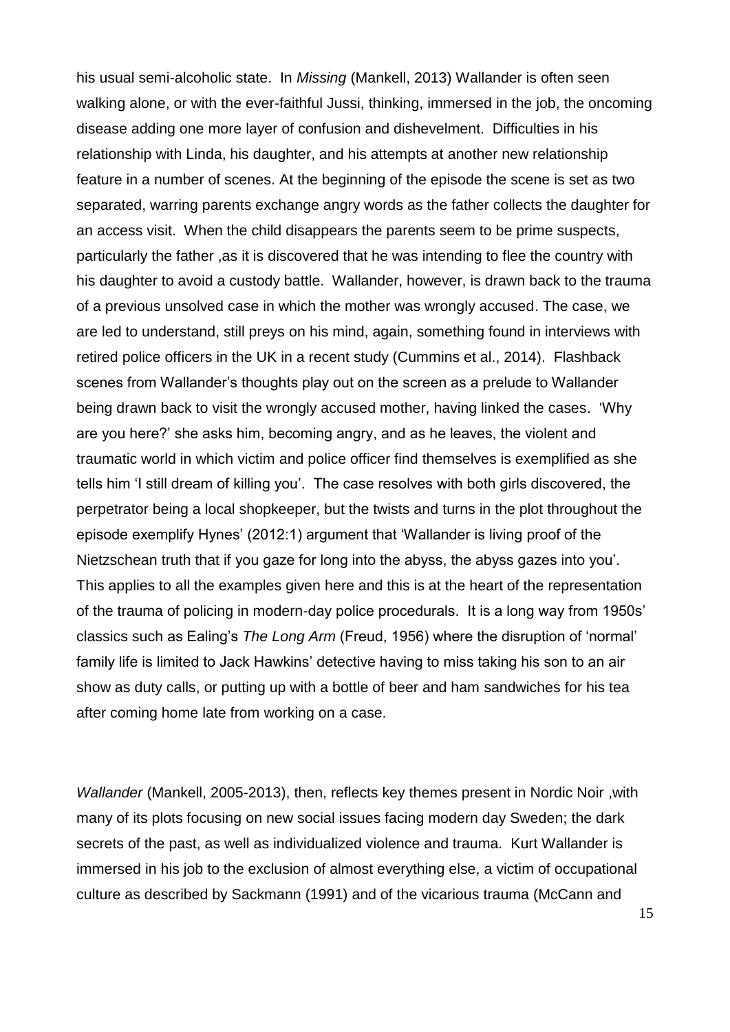his usual semi-alcoholic state. In *Missing* (Mankell, 2013) Wallander is often seen walking alone, or with the ever-faithful Jussi, thinking, immersed in the job, the oncoming disease adding one more layer of confusion and dishevelment. Difficulties in his relationship with Linda, his daughter, and his attempts at another new relationship feature in a number of scenes. At the beginning of the episode the scene is set as two separated, warring parents exchange angry words as the father collects the daughter for an access visit. When the child disappears the parents seem to be prime suspects, particularly the father ,as it is discovered that he was intending to flee the country with his daughter to avoid a custody battle. Wallander, however, is drawn back to the trauma of a previous unsolved case in which the mother was wrongly accused. The case, we are led to understand, still preys on his mind, again, something found in interviews with retired police officers in the UK in a recent study (Cummins et al., 2014). Flashback scenes from Wallander's thoughts play out on the screen as a prelude to Wallander being drawn back to visit the wrongly accused mother, having linked the cases. 'Why are you here?' she asks him, becoming angry, and as he leaves, the violent and traumatic world in which victim and police officer find themselves is exemplified as she tells him 'I still dream of killing you'. The case resolves with both girls discovered, the perpetrator being a local shopkeeper, but the twists and turns in the plot throughout the episode exemplify Hynes' (2012:1) argument that 'Wallander is living proof of the Nietzschean truth that if you gaze for long into the abyss, the abyss gazes into you'. This applies to all the examples given here and this is at the heart of the representation of the trauma of policing in modern-day police procedurals. It is a long way from 1950s' classics such as Ealing's *The Long Arm* (Freud, 1956) where the disruption of 'normal' family life is limited to Jack Hawkins' detective having to miss taking his son to an air show as duty calls, or putting up with a bottle of beer and ham sandwiches for his tea after coming home late from working on a case.

*Wallander* (Mankell, 2005-2013), then, reflects key themes present in Nordic Noir ,with many of its plots focusing on new social issues facing modern day Sweden; the dark secrets of the past, as well as individualized violence and trauma. Kurt Wallander is immersed in his job to the exclusion of almost everything else, a victim of occupational culture as described by Sackmann (1991) and of the vicarious trauma (McCann and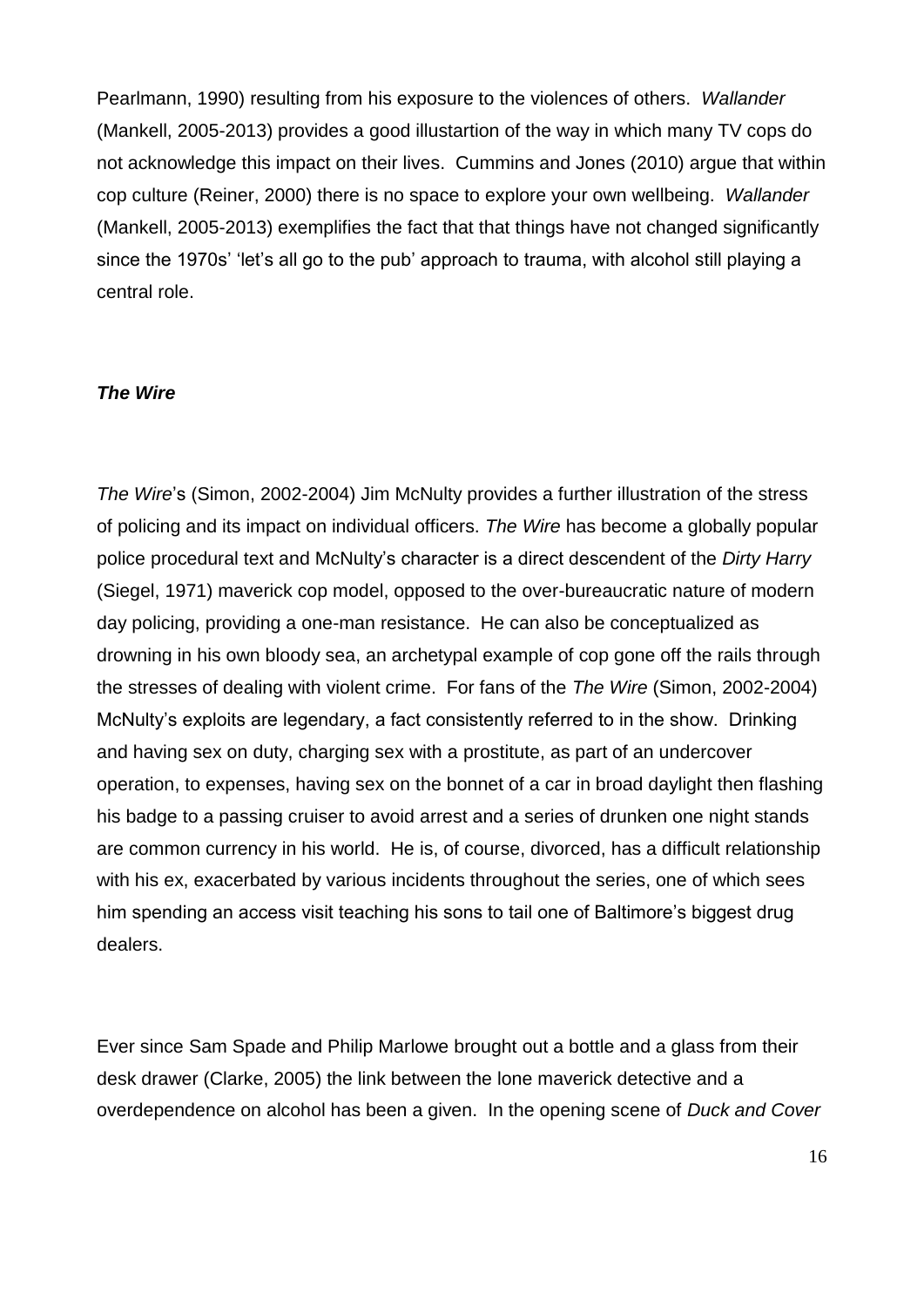Pearlmann, 1990) resulting from his exposure to the violences of others. *Wallander* (Mankell, 2005-2013) provides a good illustartion of the way in which many TV cops do not acknowledge this impact on their lives. Cummins and Jones (2010) argue that within cop culture (Reiner, 2000) there is no space to explore your own wellbeing. *Wallander* (Mankell, 2005-2013) exemplifies the fact that that things have not changed significantly since the 1970s' 'let's all go to the pub' approach to trauma, with alcohol still playing a central role.

***The Wire***

*The Wire*'s (Simon, 2002-2004) Jim McNulty provides a further illustration of the stress of policing and its impact on individual officers. *The Wire* has become a globally popular police procedural text and McNulty's character is a direct descendent of the *Dirty Harry* (Siegel, 1971) maverick cop model, opposed to the over-bureaucratic nature of modern day policing, providing a one-man resistance. He can also be conceptualized as drowning in his own bloody sea, an archetypal example of cop gone off the rails through the stresses of dealing with violent crime. For fans of the *The Wire* (Simon, 2002-2004) McNulty's exploits are legendary, a fact consistently referred to in the show. Drinking and having sex on duty, charging sex with a prostitute, as part of an undercover operation, to expenses, having sex on the bonnet of a car in broad daylight then flashing his badge to a passing cruiser to avoid arrest and a series of drunken one night stands are common currency in his world. He is, of course, divorced, has a difficult relationship with his ex, exacerbated by various incidents throughout the series, one of which sees him spending an access visit teaching his sons to tail one of Baltimore's biggest drug dealers.

Ever since Sam Spade and Philip Marlowe brought out a bottle and a glass from their desk drawer (Clarke, 2005) the link between the lone maverick detective and a overdependence on alcohol has been a given. In the opening scene of *Duck and Cover*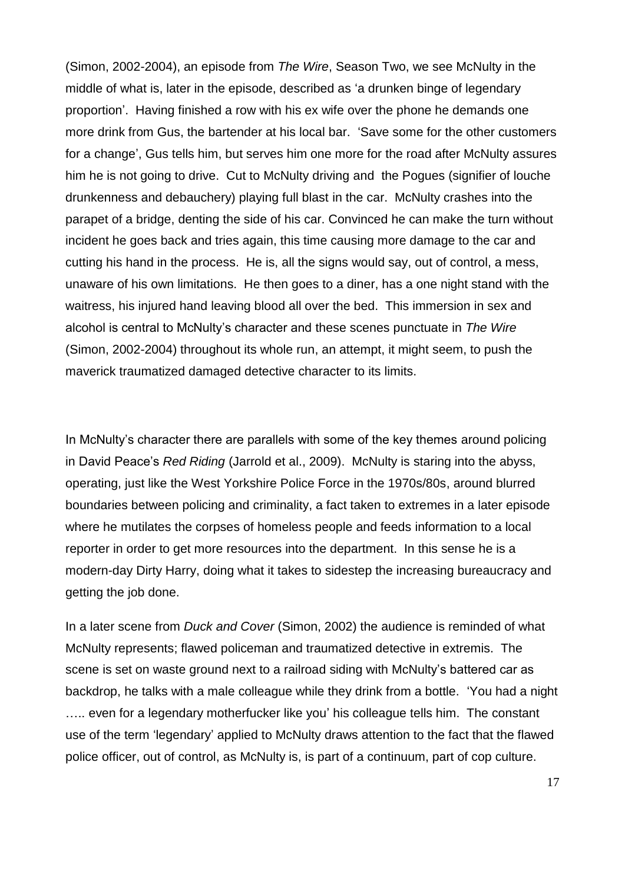(Simon, 2002-2004), an episode from *The Wire*, Season Two, we see McNulty in the middle of what is, later in the episode, described as 'a drunken binge of legendary proportion'. Having finished a row with his ex wife over the phone he demands one more drink from Gus, the bartender at his local bar. 'Save some for the other customers for a change', Gus tells him, but serves him one more for the road after McNulty assures him he is not going to drive. Cut to McNulty driving and the Pogues (signifier of louche drunkenness and debauchery) playing full blast in the car. McNulty crashes into the parapet of a bridge, denting the side of his car. Convinced he can make the turn without incident he goes back and tries again, this time causing more damage to the car and cutting his hand in the process. He is, all the signs would say, out of control, a mess, unaware of his own limitations. He then goes to a diner, has a one night stand with the waitress, his injured hand leaving blood all over the bed. This immersion in sex and alcohol is central to McNulty's character and these scenes punctuate in *The Wire* (Simon, 2002-2004) throughout its whole run, an attempt, it might seem, to push the maverick traumatized damaged detective character to its limits.

In McNulty's character there are parallels with some of the key themes around policing in David Peace's *Red Riding* (Jarrold et al., 2009). McNulty is staring into the abyss, operating, just like the West Yorkshire Police Force in the 1970s/80s, around blurred boundaries between policing and criminality, a fact taken to extremes in a later episode where he mutilates the corpses of homeless people and feeds information to a local reporter in order to get more resources into the department. In this sense he is a modern-day Dirty Harry, doing what it takes to sidestep the increasing bureaucracy and getting the job done.

In a later scene from *Duck and Cover* (Simon, 2002) the audience is reminded of what McNulty represents; flawed policeman and traumatized detective in extremis. The scene is set on waste ground next to a railroad siding with McNulty's battered car as backdrop, he talks with a male colleague while they drink from a bottle. 'You had a night ….. even for a legendary motherfucker like you' his colleague tells him. The constant use of the term 'legendary' applied to McNulty draws attention to the fact that the flawed police officer, out of control, as McNulty is, is part of a continuum, part of cop culture.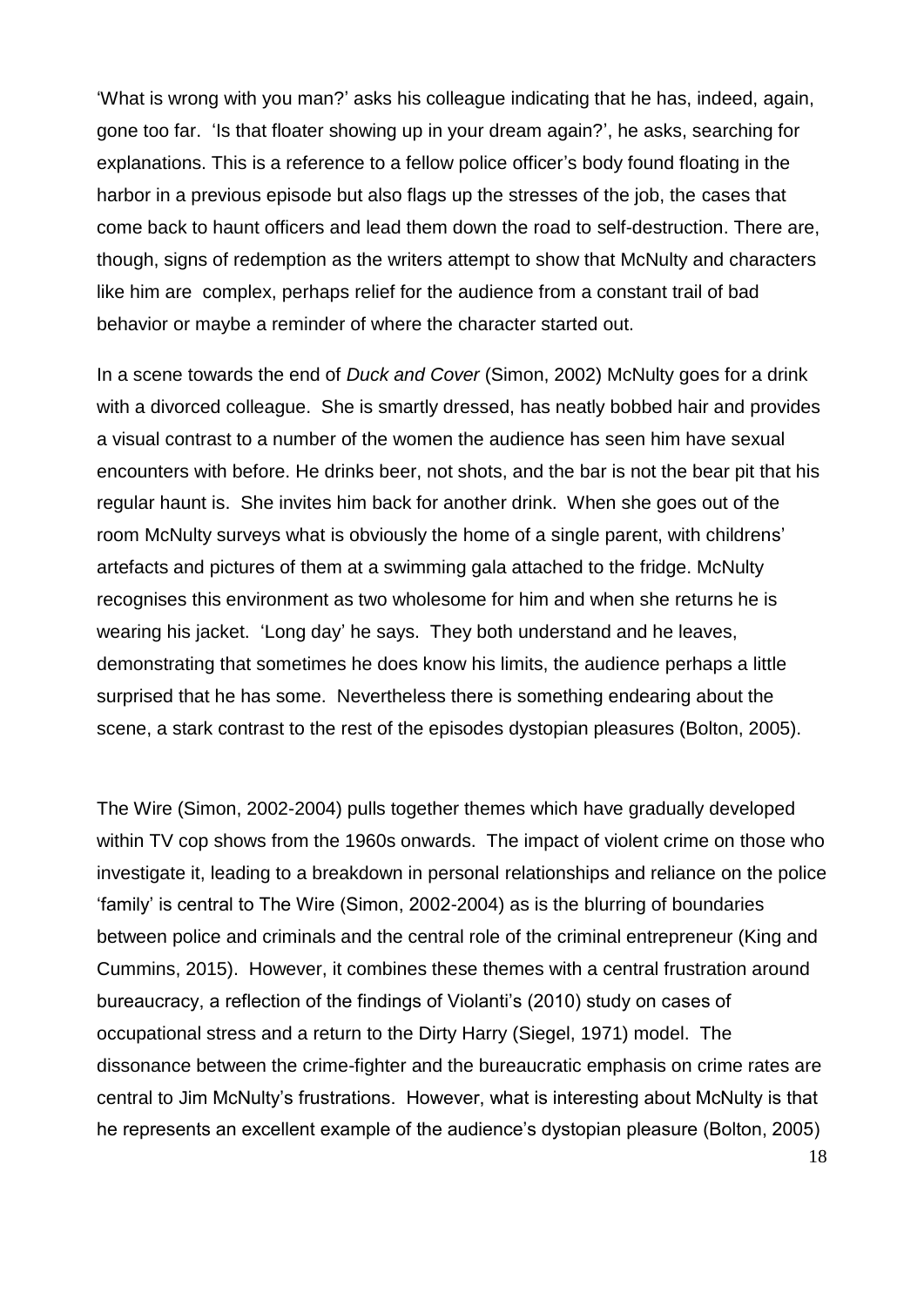'What is wrong with you man?' asks his colleague indicating that he has, indeed, again, gone too far. 'Is that floater showing up in your dream again?', he asks, searching for explanations. This is a reference to a fellow police officer's body found floating in the harbor in a previous episode but also flags up the stresses of the job, the cases that come back to haunt officers and lead them down the road to self-destruction. There are, though, signs of redemption as the writers attempt to show that McNulty and characters like him are complex, perhaps relief for the audience from a constant trail of bad behavior or maybe a reminder of where the character started out.

In a scene towards the end of *Duck and Cover* (Simon, 2002) McNulty goes for a drink with a divorced colleague. She is smartly dressed, has neatly bobbed hair and provides a visual contrast to a number of the women the audience has seen him have sexual encounters with before. He drinks beer, not shots, and the bar is not the bear pit that his regular haunt is. She invites him back for another drink. When she goes out of the room McNulty surveys what is obviously the home of a single parent, with childrens' artefacts and pictures of them at a swimming gala attached to the fridge. McNulty recognises this environment as two wholesome for him and when she returns he is wearing his jacket. 'Long day' he says. They both understand and he leaves, demonstrating that sometimes he does know his limits, the audience perhaps a little surprised that he has some. Nevertheless there is something endearing about the scene, a stark contrast to the rest of the episodes dystopian pleasures (Bolton, 2005).

The Wire (Simon, 2002-2004) pulls together themes which have gradually developed within TV cop shows from the 1960s onwards. The impact of violent crime on those who investigate it, leading to a breakdown in personal relationships and reliance on the police 'family' is central to The Wire (Simon, 2002-2004) as is the blurring of boundaries between police and criminals and the central role of the criminal entrepreneur (King and Cummins, 2015). However, it combines these themes with a central frustration around bureaucracy, a reflection of the findings of Violanti's (2010) study on cases of occupational stress and a return to the Dirty Harry (Siegel, 1971) model. The dissonance between the crime-fighter and the bureaucratic emphasis on crime rates are central to Jim McNulty's frustrations. However, what is interesting about McNulty is that he represents an excellent example of the audience's dystopian pleasure (Bolton, 2005)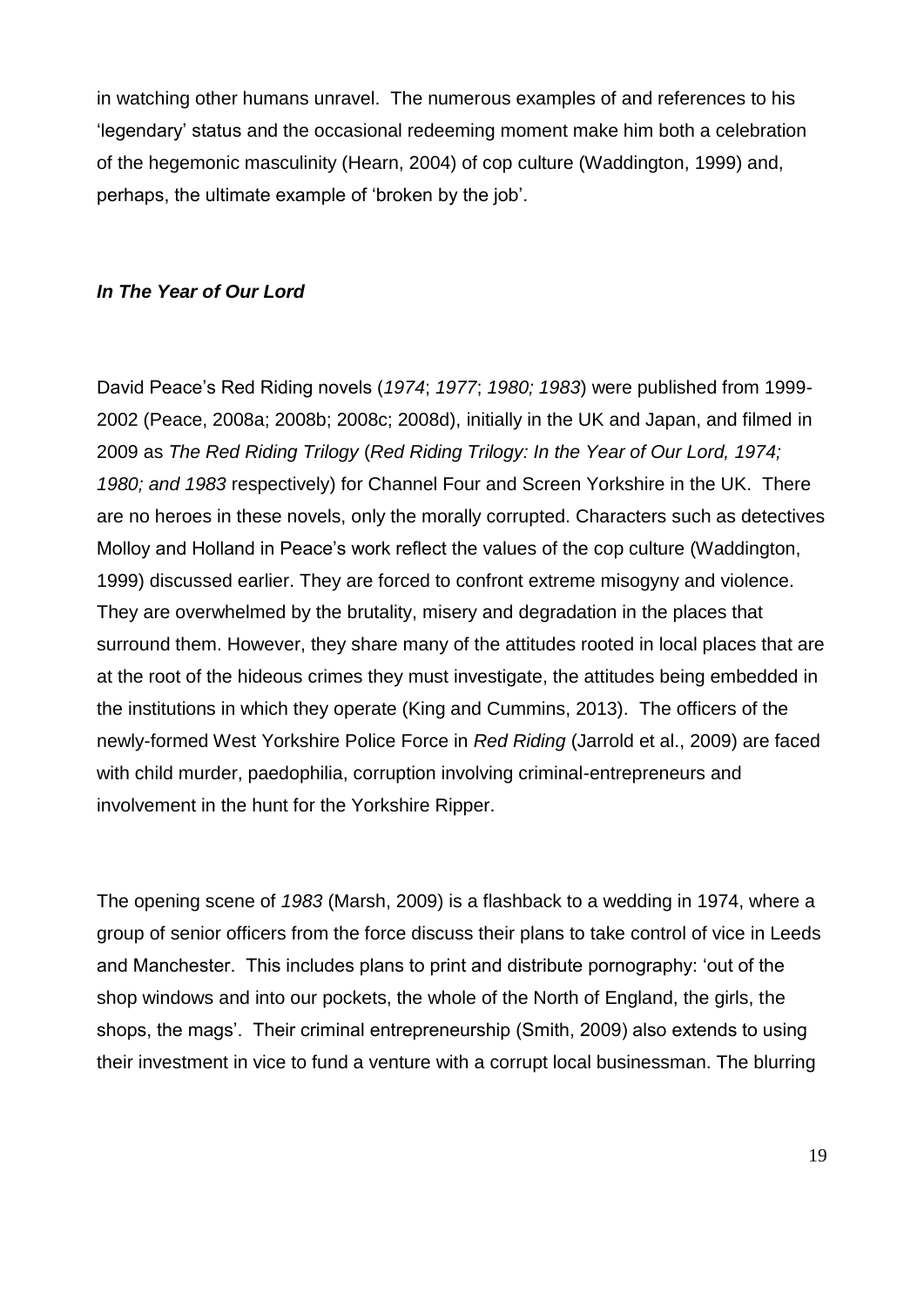in watching other humans unravel. The numerous examples of and references to his 'legendary' status and the occasional redeeming moment make him both a celebration of the hegemonic masculinity (Hearn, 2004) of cop culture (Waddington, 1999) and, perhaps, the ultimate example of 'broken by the job'.

### ***In The Year of Our Lord***

David Peace's Red Riding novels (*1974*; *1977*; *1980; 1983*) were published from 1999-2002 (Peace, 2008a; 2008b; 2008c; 2008d), initially in the UK and Japan, and filmed in 2009 as *The Red Riding Trilogy* (*Red Riding Trilogy: In the Year of Our Lord, 1974; 1980; and 1983* respectively) for Channel Four and Screen Yorkshire in the UK. There are no heroes in these novels, only the morally corrupted. Characters such as detectives Molloy and Holland in Peace's work reflect the values of the cop culture (Waddington, 1999) discussed earlier. They are forced to confront extreme misogyny and violence. They are overwhelmed by the brutality, misery and degradation in the places that surround them. However, they share many of the attitudes rooted in local places that are at the root of the hideous crimes they must investigate, the attitudes being embedded in the institutions in which they operate (King and Cummins, 2013). The officers of the newly-formed West Yorkshire Police Force in *Red Riding* (Jarrold et al., 2009) are faced with child murder, paedophilia, corruption involving criminal-entrepreneurs and involvement in the hunt for the Yorkshire Ripper.

The opening scene of *1983* (Marsh, 2009) is a flashback to a wedding in 1974, where a group of senior officers from the force discuss their plans to take control of vice in Leeds and Manchester. This includes plans to print and distribute pornography: 'out of the shop windows and into our pockets, the whole of the North of England, the girls, the shops, the mags'. Their criminal entrepreneurship (Smith, 2009) also extends to using their investment in vice to fund a venture with a corrupt local businessman. The blurring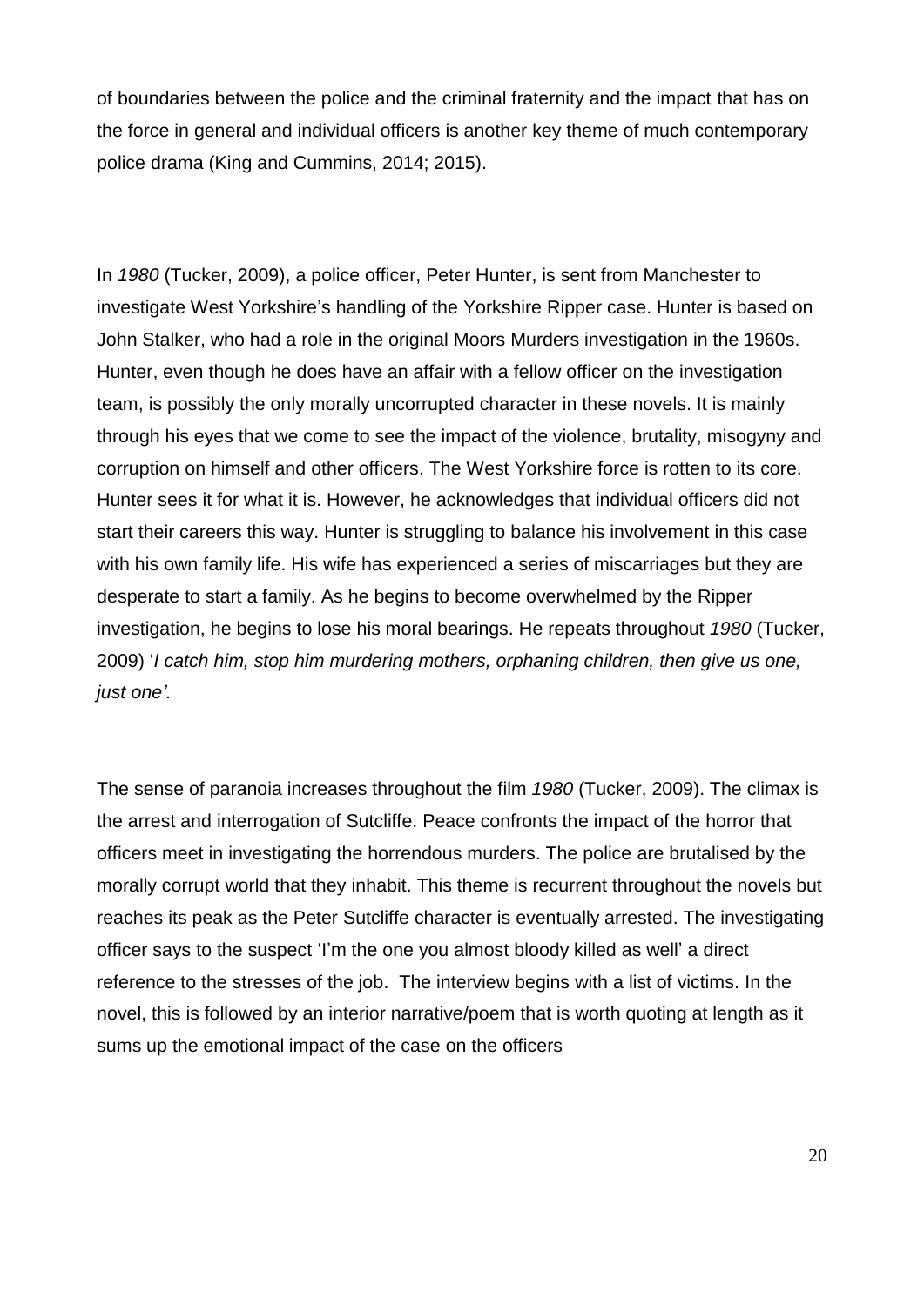of boundaries between the police and the criminal fraternity and the impact that has on the force in general and individual officers is another key theme of much contemporary police drama (King and Cummins, 2014; 2015).

In *1980* (Tucker, 2009), a police officer, Peter Hunter, is sent from Manchester to investigate West Yorkshire's handling of the Yorkshire Ripper case. Hunter is based on John Stalker, who had a role in the original Moors Murders investigation in the 1960s. Hunter, even though he does have an affair with a fellow officer on the investigation team, is possibly the only morally uncorrupted character in these novels. It is mainly through his eyes that we come to see the impact of the violence, brutality, misogyny and corruption on himself and other officers. The West Yorkshire force is rotten to its core. Hunter sees it for what it is. However, he acknowledges that individual officers did not start their careers this way. Hunter is struggling to balance his involvement in this case with his own family life. His wife has experienced a series of miscarriages but they are desperate to start a family. As he begins to become overwhelmed by the Ripper investigation, he begins to lose his moral bearings. He repeats throughout *1980* (Tucker, 2009) '*I catch him, stop him murdering mothers, orphaning children, then give us one, just one'.*

The sense of paranoia increases throughout the film *1980* (Tucker, 2009). The climax is the arrest and interrogation of Sutcliffe. Peace confronts the impact of the horror that officers meet in investigating the horrendous murders. The police are brutalised by the morally corrupt world that they inhabit. This theme is recurrent throughout the novels but reaches its peak as the Peter Sutcliffe character is eventually arrested. The investigating officer says to the suspect 'I'm the one you almost bloody killed as well' a direct reference to the stresses of the job. The interview begins with a list of victims. In the novel, this is followed by an interior narrative/poem that is worth quoting at length as it sums up the emotional impact of the case on the officers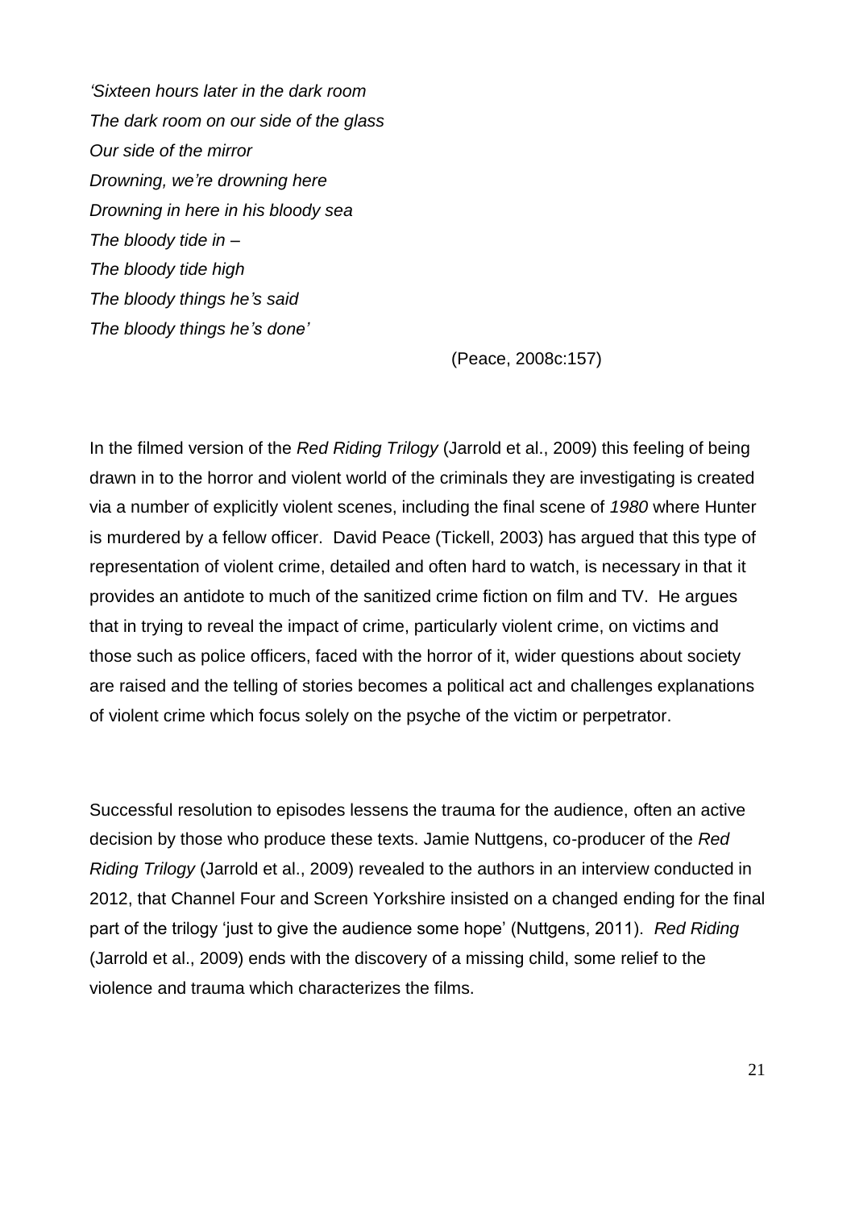*'Sixteen hours later in the dark room*
*The dark room on our side of the glass*
*Our side of the mirror*
*Drowning, we're drowning here*
*Drowning in here in his bloody sea*
*The bloody tide in –*
*The bloody tide high*
*The bloody things he's said*
*The bloody things he's done'*

(Peace, 2008c:157)

In the filmed version of the *Red Riding Trilogy* (Jarrold et al., 2009) this feeling of being drawn in to the horror and violent world of the criminals they are investigating is created via a number of explicitly violent scenes, including the final scene of *1980* where Hunter is murdered by a fellow officer. David Peace (Tickell, 2003) has argued that this type of representation of violent crime, detailed and often hard to watch, is necessary in that it provides an antidote to much of the sanitized crime fiction on film and TV. He argues that in trying to reveal the impact of crime, particularly violent crime, on victims and those such as police officers, faced with the horror of it, wider questions about society are raised and the telling of stories becomes a political act and challenges explanations of violent crime which focus solely on the psyche of the victim or perpetrator.

Successful resolution to episodes lessens the trauma for the audience, often an active decision by those who produce these texts. Jamie Nuttgens, co-producer of the *Red Riding Trilogy* (Jarrold et al., 2009) revealed to the authors in an interview conducted in 2012, that Channel Four and Screen Yorkshire insisted on a changed ending for the final part of the trilogy 'just to give the audience some hope' (Nuttgens, 2011). *Red Riding* (Jarrold et al., 2009) ends with the discovery of a missing child, some relief to the violence and trauma which characterizes the films.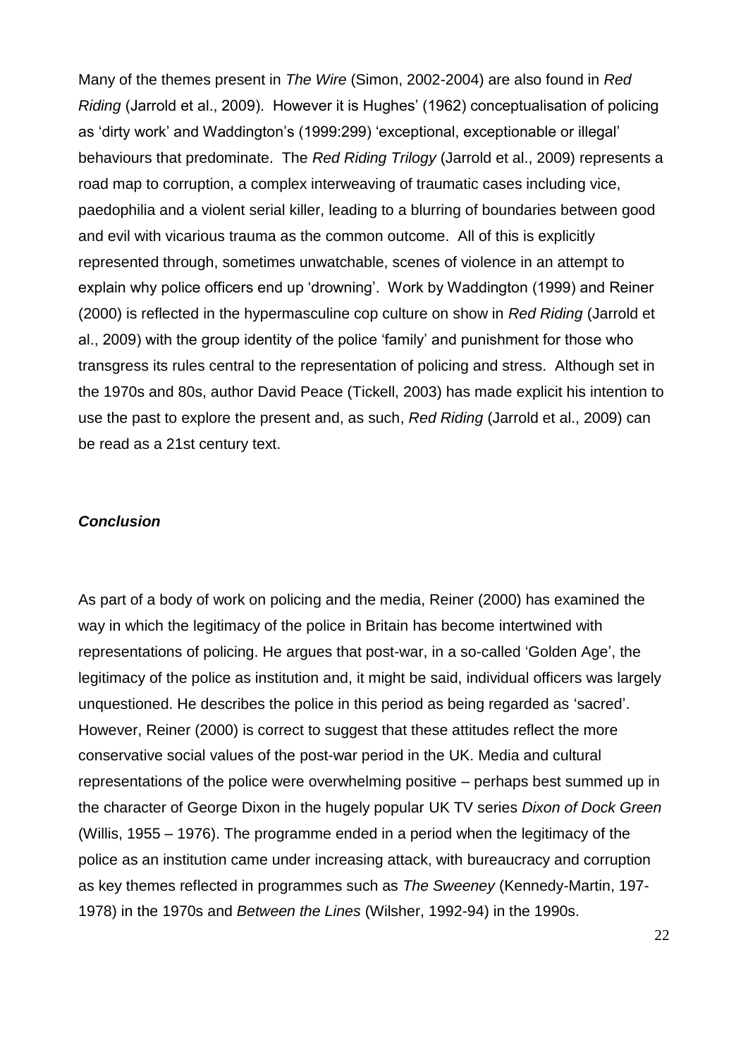Many of the themes present in *The Wire* (Simon, 2002-2004) are also found in *Red Riding* (Jarrold et al., 2009). However it is Hughes' (1962) conceptualisation of policing as 'dirty work' and Waddington's (1999:299) 'exceptional, exceptionable or illegal' behaviours that predominate. The *Red Riding Trilogy* (Jarrold et al., 2009) represents a road map to corruption, a complex interweaving of traumatic cases including vice, paedophilia and a violent serial killer, leading to a blurring of boundaries between good and evil with vicarious trauma as the common outcome. All of this is explicitly represented through, sometimes unwatchable, scenes of violence in an attempt to explain why police officers end up 'drowning'. Work by Waddington (1999) and Reiner (2000) is reflected in the hypermasculine cop culture on show in *Red Riding* (Jarrold et al., 2009) with the group identity of the police 'family' and punishment for those who transgress its rules central to the representation of policing and stress. Although set in the 1970s and 80s, author David Peace (Tickell, 2003) has made explicit his intention to use the past to explore the present and, as such, *Red Riding* (Jarrold et al., 2009) can be read as a 21st century text.

## ***Conclusion***

As part of a body of work on policing and the media, Reiner (2000) has examined the way in which the legitimacy of the police in Britain has become intertwined with representations of policing. He argues that post-war, in a so-called 'Golden Age', the legitimacy of the police as institution and, it might be said, individual officers was largely unquestioned. He describes the police in this period as being regarded as 'sacred'. However, Reiner (2000) is correct to suggest that these attitudes reflect the more conservative social values of the post-war period in the UK. Media and cultural representations of the police were overwhelming positive – perhaps best summed up in the character of George Dixon in the hugely popular UK TV series *Dixon of Dock Green* (Willis, 1955 – 1976). The programme ended in a period when the legitimacy of the police as an institution came under increasing attack, with bureaucracy and corruption as key themes reflected in programmes such as *The Sweeney* (Kennedy-Martin, 197-1978) in the 1970s and *Between the Lines* (Wilsher, 1992-94) in the 1990s.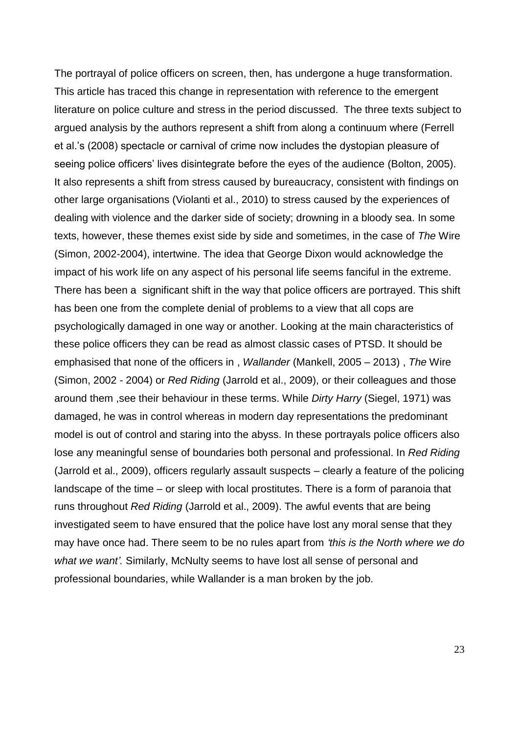The portrayal of police officers on screen, then, has undergone a huge transformation. This article has traced this change in representation with reference to the emergent literature on police culture and stress in the period discussed. The three texts subject to argued analysis by the authors represent a shift from along a continuum where (Ferrell et al.'s (2008) spectacle or carnival of crime now includes the dystopian pleasure of seeing police officers' lives disintegrate before the eyes of the audience (Bolton, 2005). It also represents a shift from stress caused by bureaucracy, consistent with findings on other large organisations (Violanti et al., 2010) to stress caused by the experiences of dealing with violence and the darker side of society; drowning in a bloody sea. In some texts, however, these themes exist side by side and sometimes, in the case of *The* Wire (Simon, 2002-2004), intertwine. The idea that George Dixon would acknowledge the impact of his work life on any aspect of his personal life seems fanciful in the extreme. There has been a significant shift in the way that police officers are portrayed. This shift has been one from the complete denial of problems to a view that all cops are psychologically damaged in one way or another. Looking at the main characteristics of these police officers they can be read as almost classic cases of PTSD. It should be emphasised that none of the officers in , *Wallander* (Mankell, 2005 – 2013) , *The* Wire (Simon, 2002 - 2004) or *Red Riding* (Jarrold et al., 2009), or their colleagues and those around them ,see their behaviour in these terms. While *Dirty Harry* (Siegel, 1971) was damaged, he was in control whereas in modern day representations the predominant model is out of control and staring into the abyss. In these portrayals police officers also lose any meaningful sense of boundaries both personal and professional. In *Red Riding* (Jarrold et al., 2009), officers regularly assault suspects – clearly a feature of the policing landscape of the time – or sleep with local prostitutes. There is a form of paranoia that runs throughout *Red Riding* (Jarrold et al., 2009). The awful events that are being investigated seem to have ensured that the police have lost any moral sense that they may have once had. There seem to be no rules apart from *'this is the North where we do what we want'.* Similarly, McNulty seems to have lost all sense of personal and professional boundaries, while Wallander is a man broken by the job.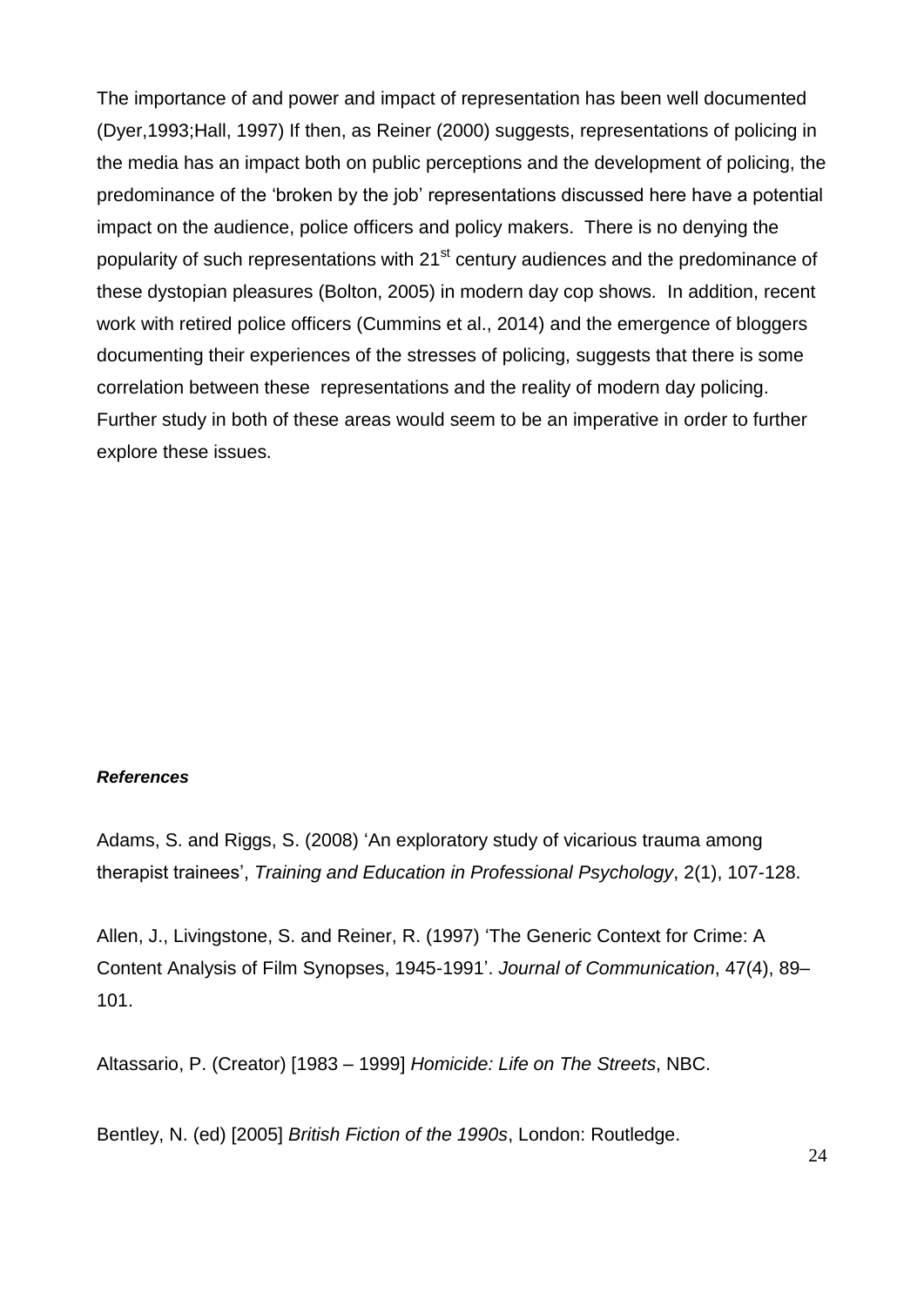The importance of and power and impact of representation has been well documented (Dyer,1993;Hall, 1997) If then, as Reiner (2000) suggests, representations of policing in the media has an impact both on public perceptions and the development of policing, the predominance of the 'broken by the job' representations discussed here have a potential impact on the audience, police officers and policy makers. There is no denying the popularity of such representations with 21st century audiences and the predominance of these dystopian pleasures (Bolton, 2005) in modern day cop shows. In addition, recent work with retired police officers (Cummins et al., 2014) and the emergence of bloggers documenting their experiences of the stresses of policing, suggests that there is some correlation between these representations and the reality of modern day policing. Further study in both of these areas would seem to be an imperative in order to further explore these issues.

***References***

Adams, S. and Riggs, S. (2008) 'An exploratory study of vicarious trauma among therapist trainees', *Training and Education in Professional Psychology*, 2(1), 107-128.

Allen, J., Livingstone, S. and Reiner, R. (1997) 'The Generic Context for Crime: A Content Analysis of Film Synopses, 1945-1991'. *Journal of Communication*, 47(4), 89–101.

Altassario, P. (Creator) [1983 – 1999] *Homicide: Life on The Streets*, NBC.

Bentley, N. (ed) [2005] *British Fiction of the 1990s*, London: Routledge.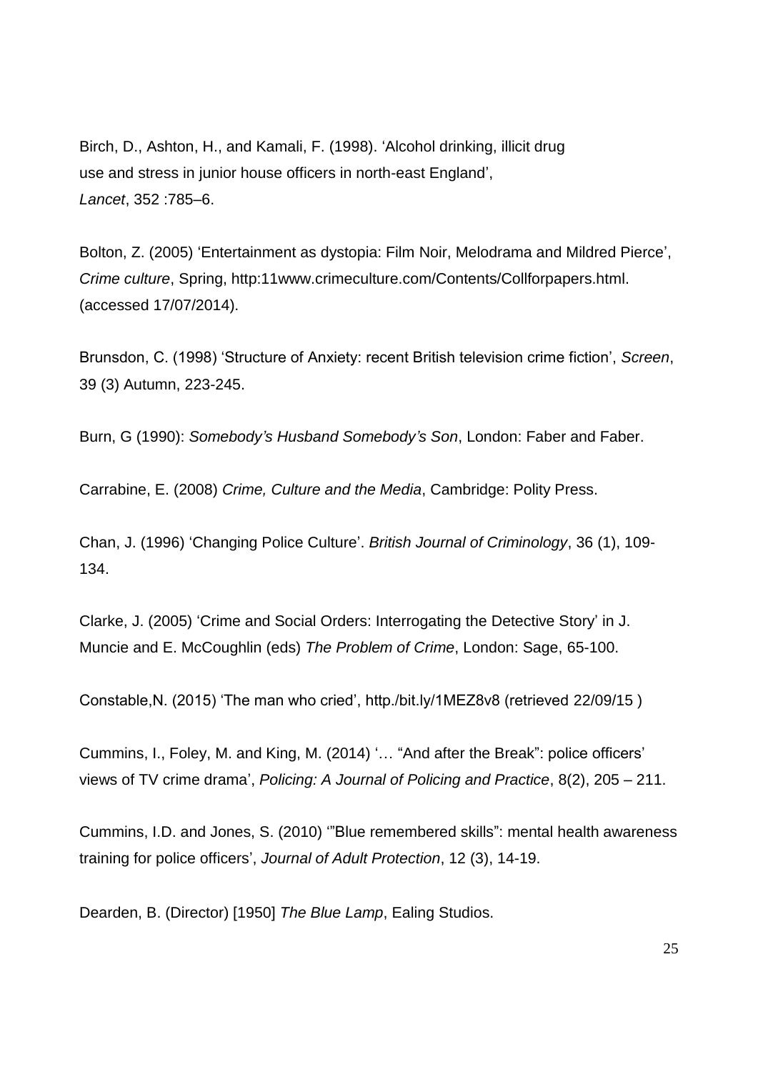Birch, D., Ashton, H., and Kamali, F. (1998). 'Alcohol drinking, illicit drug use and stress in junior house officers in north-east England', *Lancet*, 352 :785–6.

Bolton, Z. (2005) 'Entertainment as dystopia: Film Noir, Melodrama and Mildred Pierce', *Crime culture*, Spring, http:11www.crimeculture.com/Contents/Collforpapers.html. (accessed 17/07/2014).

Brunsdon, C. (1998) 'Structure of Anxiety: recent British television crime fiction', *Screen*, 39 (3) Autumn, 223-245.

Burn, G (1990): *Somebody's Husband Somebody's Son*, London: Faber and Faber.

Carrabine, E. (2008) *Crime, Culture and the Media*, Cambridge: Polity Press.

Chan, J. (1996) 'Changing Police Culture'. *British Journal of Criminology*, 36 (1), 109-134.

Clarke, J. (2005) 'Crime and Social Orders: Interrogating the Detective Story' in J. Muncie and E. McCoughlin (eds) *The Problem of Crime*, London: Sage, 65-100.

Constable,N. (2015) 'The man who cried', http./bit.ly/1MEZ8v8 (retrieved 22/09/15 )

Cummins, I., Foley, M. and King, M. (2014) '… "And after the Break": police officers' views of TV crime drama', *Policing: A Journal of Policing and Practice*, 8(2), 205 – 211.

Cummins, I.D. and Jones, S. (2010) '"Blue remembered skills": mental health awareness training for police officers', *Journal of Adult Protection*, 12 (3), 14-19.

Dearden, B. (Director) [1950] *The Blue Lamp*, Ealing Studios.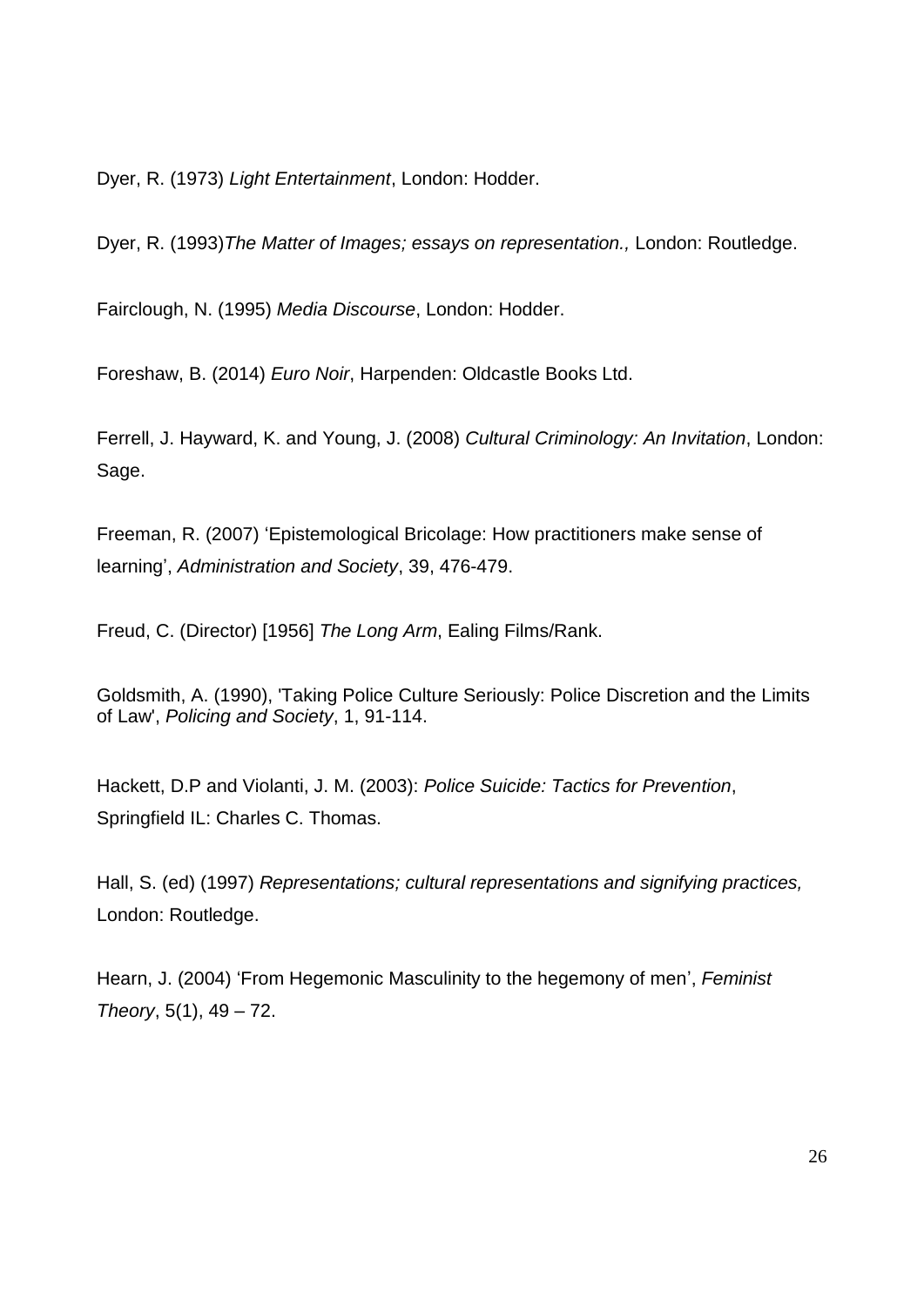Dyer, R. (1973) *Light Entertainment*, London: Hodder.

Dyer, R. (1993)*The Matter of Images; essays on representation.,* London: Routledge.

Fairclough, N. (1995) *Media Discourse*, London: Hodder.

Foreshaw, B. (2014) *Euro Noir*, Harpenden: Oldcastle Books Ltd.

Ferrell, J. Hayward, K. and Young, J. (2008) *Cultural Criminology: An Invitation*, London: Sage.

Freeman, R. (2007) 'Epistemological Bricolage: How practitioners make sense of learning', *Administration and Society*, 39, 476-479.

Freud, C. (Director) [1956] *The Long Arm*, Ealing Films/Rank.

Goldsmith, A. (1990), 'Taking Police Culture Seriously: Police Discretion and the Limits of Law', *Policing and Society*, 1, 91-114.

Hackett, D.P and Violanti, J. M. (2003): *Police Suicide: Tactics for Prevention*, Springfield IL: Charles C. Thomas.

Hall, S. (ed) (1997) *Representations; cultural representations and signifying practices,* London: Routledge.

Hearn, J. (2004) 'From Hegemonic Masculinity to the hegemony of men', *Feminist Theory*, 5(1), 49 – 72.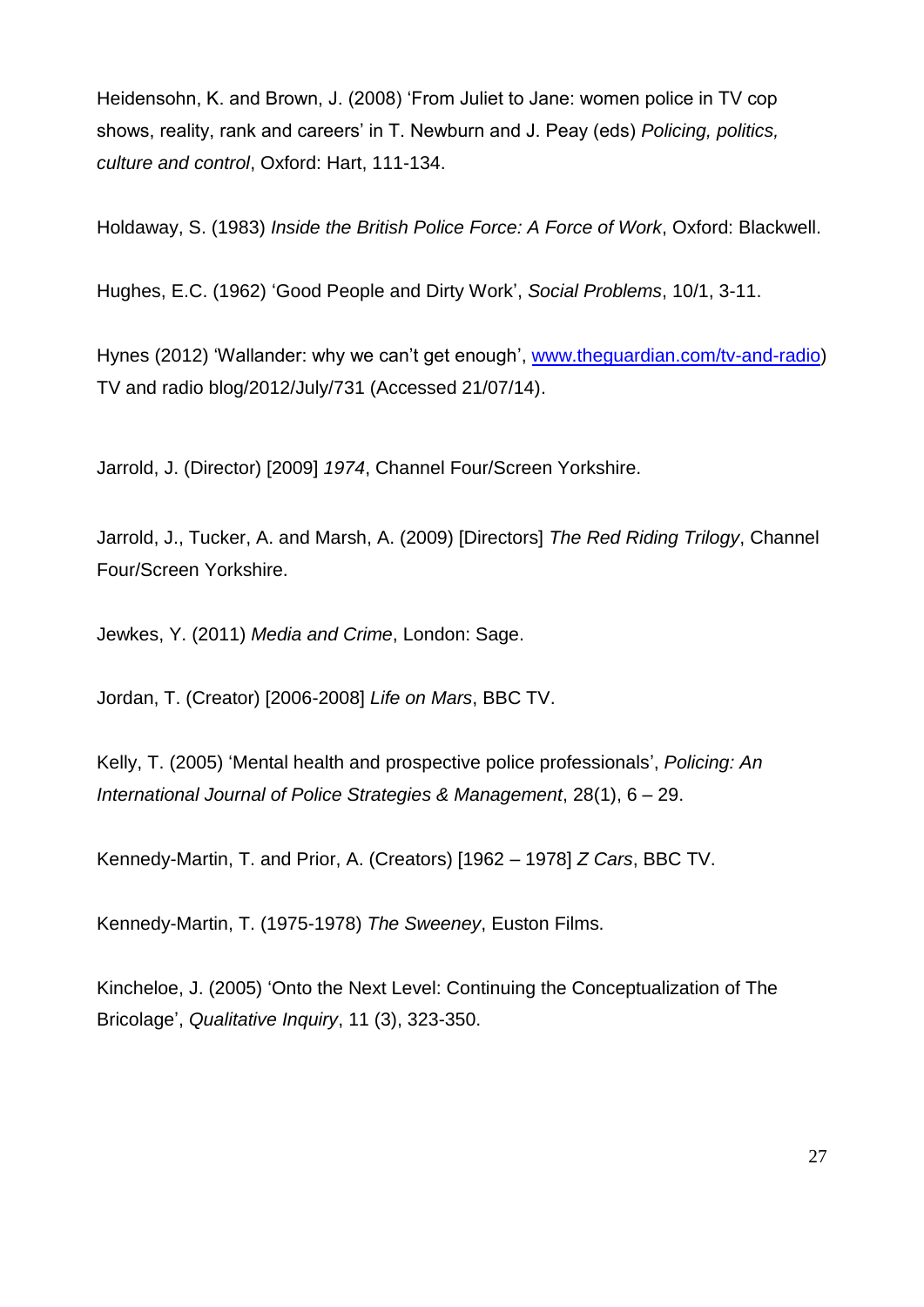Heidensohn, K. and Brown, J. (2008) 'From Juliet to Jane: women police in TV cop shows, reality, rank and careers' in T. Newburn and J. Peay (eds) *Policing, politics, culture and control*, Oxford: Hart, 111-134.

Holdaway, S. (1983) *Inside the British Police Force: A Force of Work*, Oxford: Blackwell.

Hughes, E.C. (1962) 'Good People and Dirty Work', *Social Problems*, 10/1, 3-11.

Hynes (2012) 'Wallander: why we can't get enough', [www.theguardian.com/tv-and-radio](www.theguardian.com/tv-and-radio)) TV and radio blog/2012/July/731 (Accessed 21/07/14).

Jarrold, J. (Director) [2009] *1974*, Channel Four/Screen Yorkshire.

Jarrold, J., Tucker, A. and Marsh, A. (2009) [Directors] *The Red Riding Trilogy*, Channel Four/Screen Yorkshire.

Jewkes, Y. (2011) *Media and Crime*, London: Sage.

Jordan, T. (Creator) [2006-2008] *Life on Mars*, BBC TV.

Kelly, T. (2005) 'Mental health and prospective police professionals', *Policing: An International Journal of Police Strategies & Management*, 28(1), 6 – 29.

Kennedy-Martin, T. and Prior, A. (Creators) [1962 – 1978] *Z Cars*, BBC TV.

Kennedy-Martin, T. (1975-1978) *The Sweeney*, Euston Films.

Kincheloe, J. (2005) 'Onto the Next Level: Continuing the Conceptualization of The Bricolage', *Qualitative Inquiry*, 11 (3), 323-350.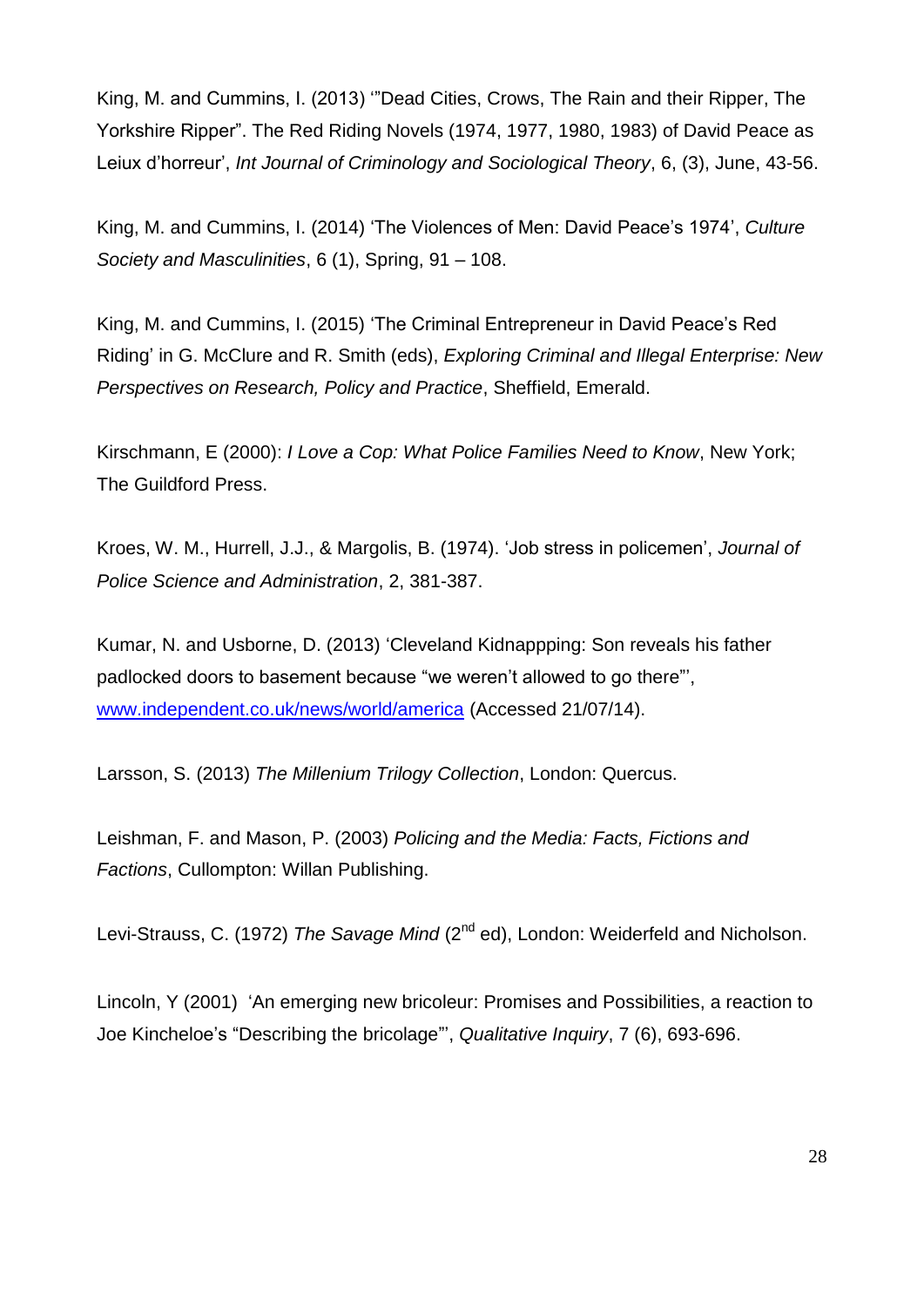King, M. and Cummins, I. (2013) '"Dead Cities, Crows, The Rain and their Ripper, The Yorkshire Ripper". The Red Riding Novels (1974, 1977, 1980, 1983) of David Peace as Leiux d'horreur', *Int Journal of Criminology and Sociological Theory*, 6, (3), June, 43-56.

King, M. and Cummins, I. (2014) 'The Violences of Men: David Peace's 1974', *Culture Society and Masculinities*, 6 (1), Spring, 91 – 108.

King, M. and Cummins, I. (2015) 'The Criminal Entrepreneur in David Peace's Red Riding' in G. McClure and R. Smith (eds), *Exploring Criminal and Illegal Enterprise: New Perspectives on Research, Policy and Practice*, Sheffield, Emerald.

Kirschmann, E (2000): *I Love a Cop: What Police Families Need to Know*, New York; The Guildford Press.

Kroes, W. M., Hurrell, J.J., & Margolis, B. (1974). 'Job stress in policemen', *Journal of Police Science and Administration*, 2, 381-387.

Kumar, N. and Usborne, D. (2013) 'Cleveland Kidnappping: Son reveals his father padlocked doors to basement because "we weren't allowed to go there"', www.independent.co.uk/news/world/america (Accessed 21/07/14).

Larsson, S. (2013) *The Millenium Trilogy Collection*, London: Quercus.

Leishman, F. and Mason, P. (2003) *Policing and the Media: Facts, Fictions and Factions*, Cullompton: Willan Publishing.

Levi-Strauss, C. (1972) *The Savage Mind* (2nd ed), London: Weiderfeld and Nicholson.

Lincoln, Y (2001) 'An emerging new bricoleur: Promises and Possibilities, a reaction to Joe Kincheloe's "Describing the bricolage"', *Qualitative Inquiry*, 7 (6), 693-696.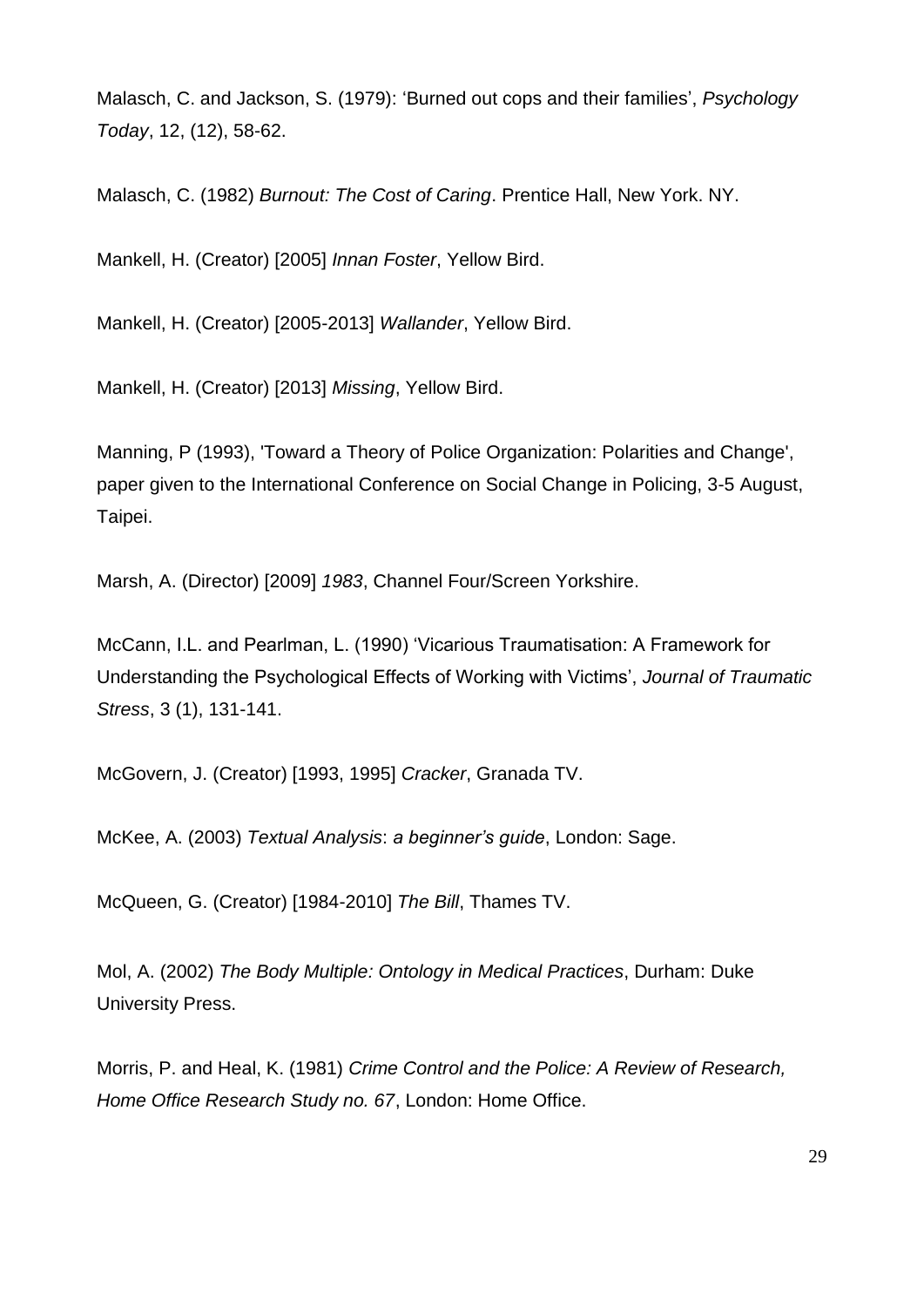Malasch, C. and Jackson, S. (1979): 'Burned out cops and their families', *Psychology Today*, 12, (12), 58-62.

Malasch, C. (1982) *Burnout: The Cost of Caring*. Prentice Hall, New York. NY.

Mankell, H. (Creator) [2005] *Innan Foster*, Yellow Bird.

Mankell, H. (Creator) [2005-2013] *Wallander*, Yellow Bird.

Mankell, H. (Creator) [2013] *Missing*, Yellow Bird.

Manning, P (1993), 'Toward a Theory of Police Organization: Polarities and Change', paper given to the International Conference on Social Change in Policing, 3-5 August, Taipei.

Marsh, A. (Director) [2009] *1983*, Channel Four/Screen Yorkshire.

McCann, I.L. and Pearlman, L. (1990) 'Vicarious Traumatisation: A Framework for Understanding the Psychological Effects of Working with Victims', *Journal of Traumatic Stress*, 3 (1), 131-141.

McGovern, J. (Creator) [1993, 1995] *Cracker*, Granada TV.

McKee, A. (2003) *Textual Analysis*: *a beginner's guide*, London: Sage.

McQueen, G. (Creator) [1984-2010] *The Bill*, Thames TV.

Mol, A. (2002) *The Body Multiple: Ontology in Medical Practices*, Durham: Duke University Press.

Morris, P. and Heal, K. (1981) *Crime Control and the Police: A Review of Research, Home Office Research Study no. 67*, London: Home Office.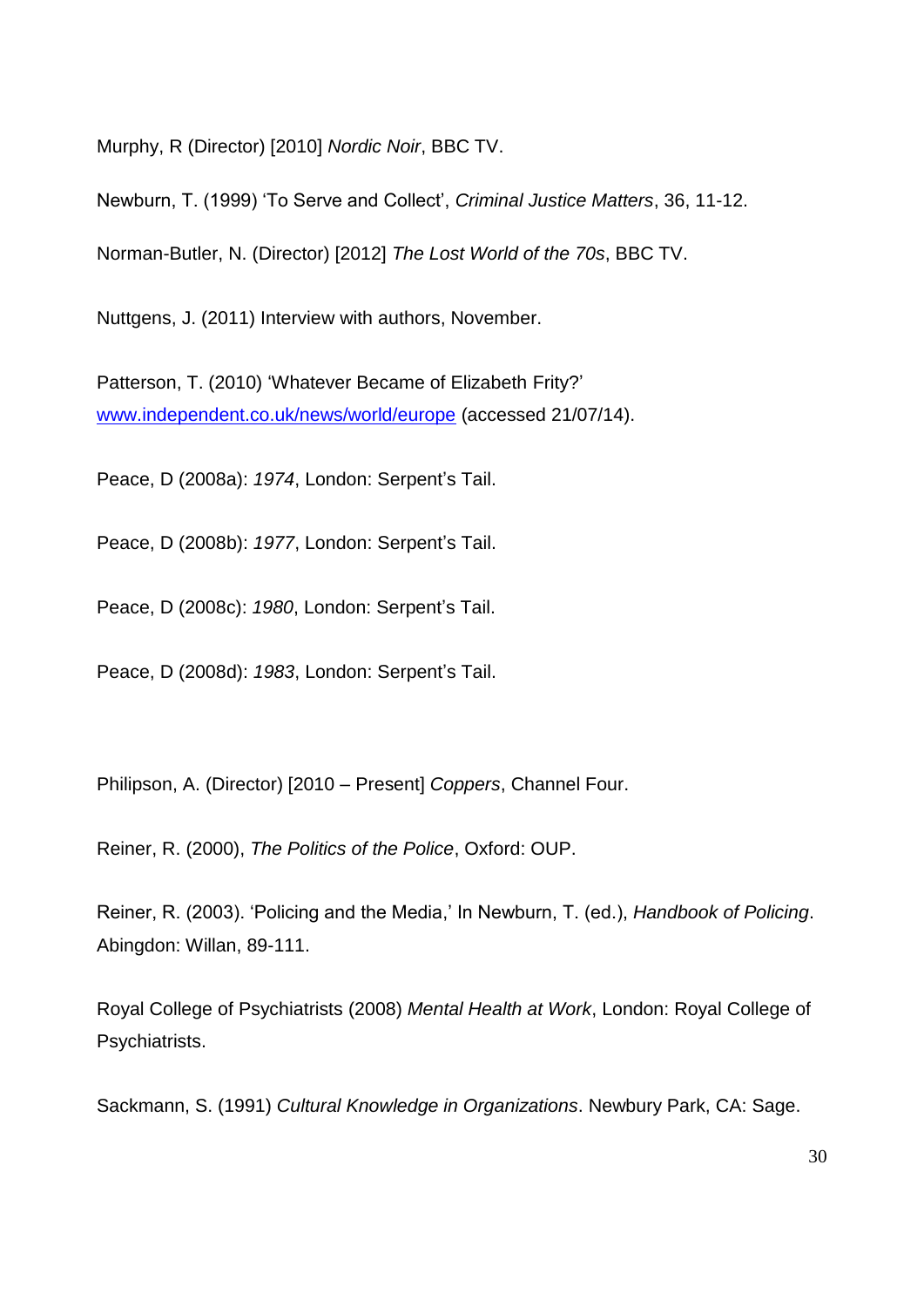Murphy, R (Director) [2010] *Nordic Noir*, BBC TV.

Newburn, T. (1999) 'To Serve and Collect', *Criminal Justice Matters*, 36, 11-12.

Norman-Butler, N. (Director) [2012] *The Lost World of the 70s*, BBC TV.

Nuttgens, J. (2011) Interview with authors, November.

Patterson, T. (2010) 'Whatever Became of Elizabeth Frity?' www.independent.co.uk/news/world/europe (accessed 21/07/14).

Peace, D (2008a): *1974*, London: Serpent's Tail.

Peace, D (2008b): *1977*, London: Serpent's Tail.

Peace, D (2008c): *1980*, London: Serpent's Tail.

Peace, D (2008d): *1983*, London: Serpent's Tail.

Philipson, A. (Director) [2010 – Present] *Coppers*, Channel Four.

Reiner, R. (2000), *The Politics of the Police*, Oxford: OUP.

Reiner, R. (2003). 'Policing and the Media,' In Newburn, T. (ed.), *Handbook of Policing*. Abingdon: Willan, 89-111.

Royal College of Psychiatrists (2008) *Mental Health at Work*, London: Royal College of Psychiatrists.

Sackmann, S. (1991) *Cultural Knowledge in Organizations*. Newbury Park, CA: Sage.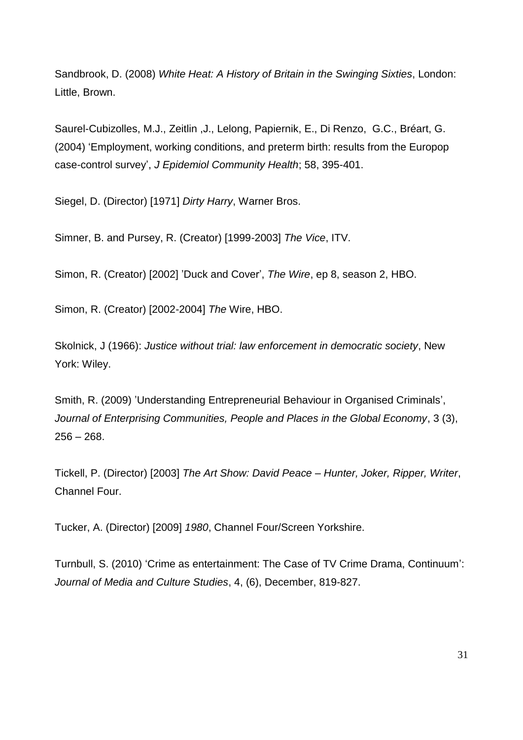Sandbrook, D. (2008) *White Heat: A History of Britain in the Swinging Sixties*, London: Little, Brown.

Saurel-Cubizolles, M.J., Zeitlin ,J., Lelong, Papiernik, E., Di Renzo, G.C., Bréart, G. (2004) 'Employment, working conditions, and preterm birth: results from the Europop case-control survey', *J Epidemiol Community Health*; 58, 395-401.

Siegel, D. (Director) [1971] *Dirty Harry*, Warner Bros.

Simner, B. and Pursey, R. (Creator) [1999-2003] *The Vice*, ITV.

Simon, R. (Creator) [2002] 'Duck and Cover', *The Wire*, ep 8, season 2, HBO.

Simon, R. (Creator) [2002-2004] *The* Wire, HBO.

Skolnick, J (1966): *Justice without trial: law enforcement in democratic society*, New York: Wiley.

Smith, R. (2009) 'Understanding Entrepreneurial Behaviour in Organised Criminals', *Journal of Enterprising Communities, People and Places in the Global Economy*, 3 (3), 256 – 268.

Tickell, P. (Director) [2003] *The Art Show: David Peace – Hunter, Joker, Ripper, Writer*, Channel Four.

Tucker, A. (Director) [2009] *1980*, Channel Four/Screen Yorkshire.

Turnbull, S. (2010) 'Crime as entertainment: The Case of TV Crime Drama, Continuum': *Journal of Media and Culture Studies*, 4, (6), December, 819-827.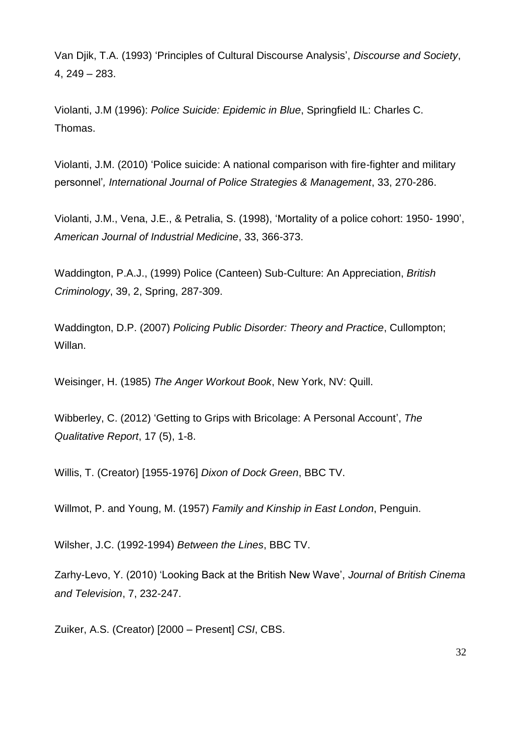Van Djik, T.A. (1993) 'Principles of Cultural Discourse Analysis', *Discourse and Society*, 4, 249 – 283.

Violanti, J.M (1996): *Police Suicide: Epidemic in Blue*, Springfield IL: Charles C. Thomas.

Violanti, J.M. (2010) 'Police suicide: A national comparison with fire-fighter and military personnel'*, International Journal of Police Strategies & Management*, 33, 270-286.

Violanti, J.M., Vena, J.E., & Petralia, S. (1998), 'Mortality of a police cohort: 1950- 1990', *American Journal of Industrial Medicine*, 33, 366-373.

Waddington, P.A.J., (1999) Police (Canteen) Sub-Culture: An Appreciation, *British Criminology*, 39, 2, Spring, 287-309.

Waddington, D.P. (2007) *Policing Public Disorder: Theory and Practice*, Cullompton; Willan.

Weisinger, H. (1985) *The Anger Workout Book*, New York, NV: Quill.

Wibberley, C. (2012) 'Getting to Grips with Bricolage: A Personal Account', *The Qualitative Report*, 17 (5), 1-8.

Willis, T. (Creator) [1955-1976] *Dixon of Dock Green*, BBC TV.

Willmot, P. and Young, M. (1957) *Family and Kinship in East London*, Penguin.

Wilsher, J.C. (1992-1994) *Between the Lines*, BBC TV.

Zarhy-Levo, Y. (2010) 'Looking Back at the British New Wave', *Journal of British Cinema and Television*, 7, 232-247.

Zuiker, A.S. (Creator) [2000 – Present] *CSI*, CBS.